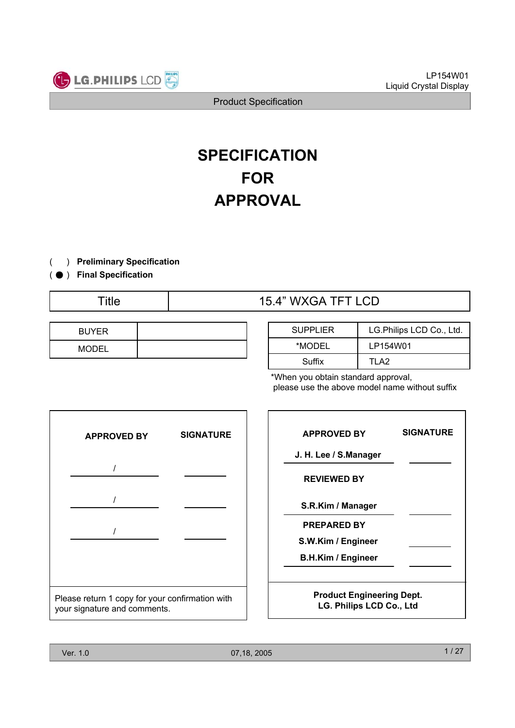# SPECIFICATION FOR APPROVAL

(   ) **Preliminary Specification**

( ● ) **Final Specification**

| Title | 15.4” WXGA TFT LCD |
|---|---|

| BUYER | |
|---|---|
| MODEL | |

| SUPPLIER | LG.Philips LCD Co., Ltd. |
|---|---|
| *MODEL | LP154W01 |
| Suffix | TLA2 |

*When you obtain standard approval, please use the above model name without suffix

| APPROVED BY | SIGNATURE |
|---|---|
| / | |
| / | |
| / | |

Please return 1 copy for your confirmation with your signature and comments.

| APPROVED BY | SIGNATURE |
|---|---|
| J. H. Lee / S.Manager | |
| **REVIEWED BY** | |
| S.R.Kim / Manager | |
| **PREPARED BY** | |
| S.W.Kim / Engineer | |
| B.H.Kim / Engineer | |

**Product Engineering Dept.**
**LG. Philips LCD Co., Ltd**

Ver. 1.0 07,18, 2005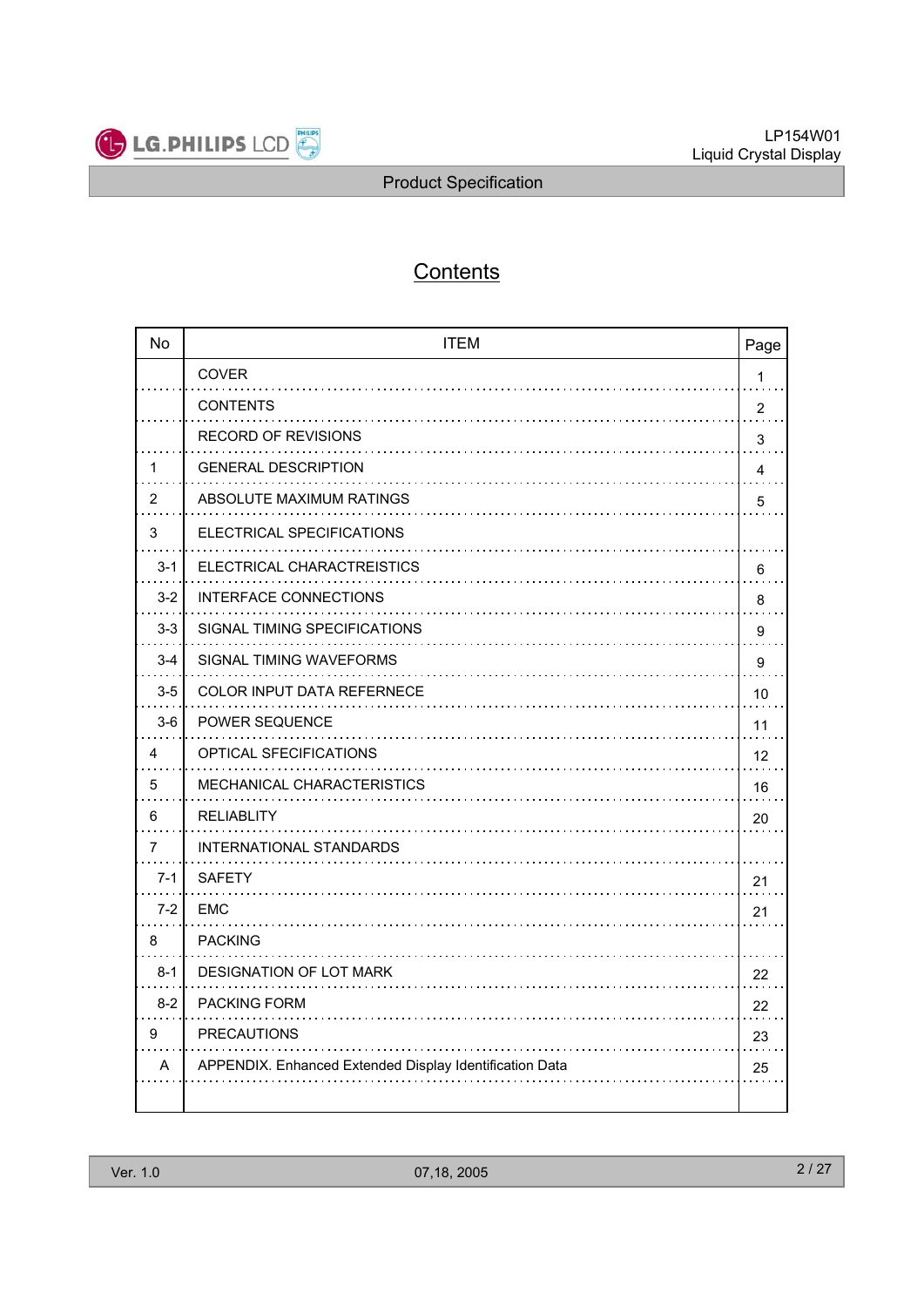# Contents

| No | ITEM | Page |
|---|---|---|
| | COVER | 1 |
| | CONTENTS | 2 |
| | RECORD OF REVISIONS | 3 |
| 1 | GENERAL DESCRIPTION | 4 |
| 2 | ABSOLUTE MAXIMUM RATINGS | 5 |
| 3 | ELECTRICAL SPECIFICATIONS | |
| 3-1 | ELECTRICAL CHARACTREISTICS | 6 |
| 3-2 | INTERFACE CONNECTIONS | 8 |
| 3-3 | SIGNAL TIMING SPECIFICATIONS | 9 |
| 3-4 | SIGNAL TIMING WAVEFORMS | 9 |
| 3-5 | COLOR INPUT DATA REFERNECE | 10 |
| 3-6 | POWER SEQUENCE | 11 |
| 4 | OPTICAL SFECIFICATIONS | 12 |
| 5 | MECHANICAL CHARACTERISTICS | 16 |
| 6 | RELIABLITY | 20 |
| 7 | INTERNATIONAL STANDARDS | |
| 7-1 | SAFETY | 21 |
| 7-2 | EMC | 21 |
| 8 | PACKING | |
| 8-1 | DESIGNATION OF LOT MARK | 22 |
| 8-2 | PACKING FORM | 22 |
| 9 | PRECAUTIONS | 23 |
| A | APPENDIX. Enhanced Extended Display Identification Data | 25 |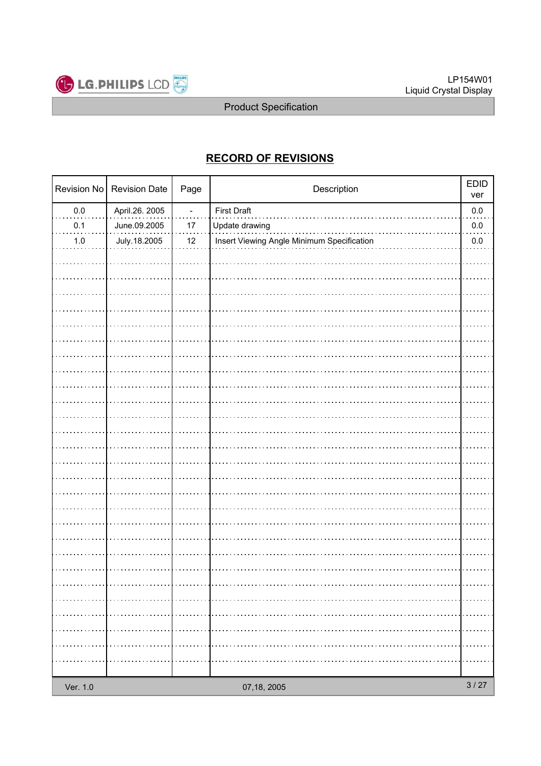## RECORD OF REVISIONS

| Revision No | Revision Date | Page | Description | EDID ver |
|---|---|---|---|---|
| 0.0 | April.26. 2005 | - | First Draft | 0.0 |
| 0.1 | June.09.2005 | 17 | Update drawing | 0.0 |
| 1.0 | July.18.2005 | 12 | Insert Viewing Angle Minimum Specification | 0.0 |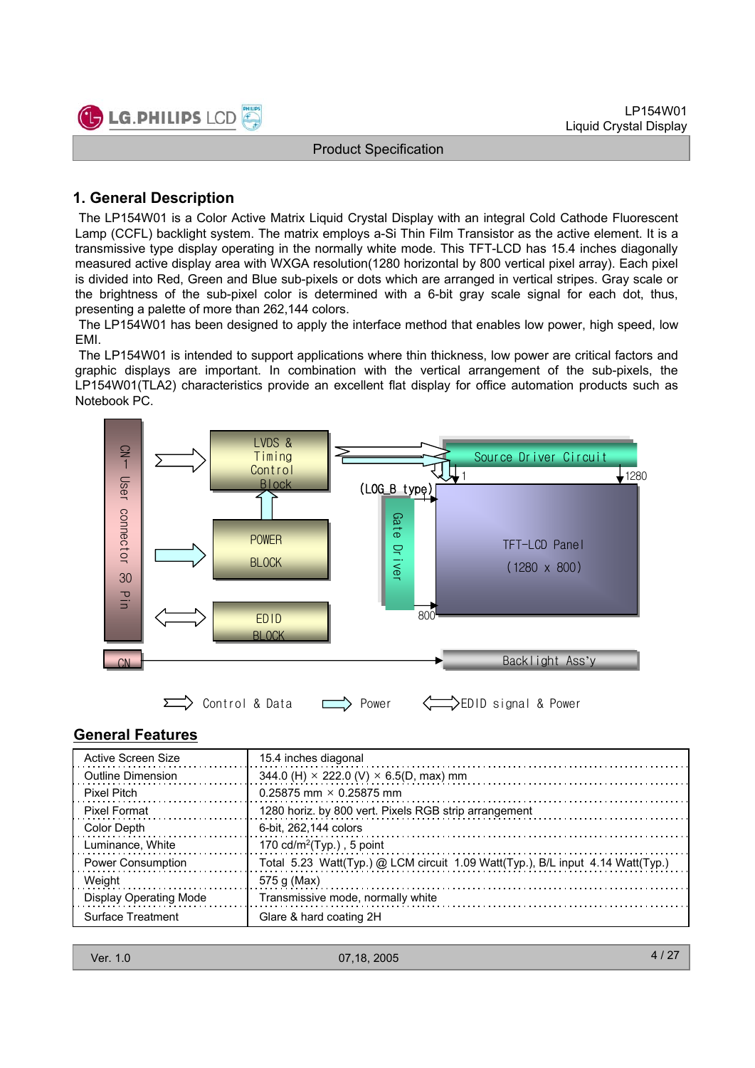# 1. General Description

The LP154W01 is a Color Active Matrix Liquid Crystal Display with an integral Cold Cathode Fluorescent Lamp (CCFL) backlight system. The matrix employs a-Si Thin Film Transistor as the active element. It is a transmissive type display operating in the normally white mode. This TFT-LCD has 15.4 inches diagonally measured active display area with WXGA resolution(1280 horizontal by 800 vertical pixel array). Each pixel is divided into Red, Green and Blue sub-pixels or dots which are arranged in vertical stripes. Gray scale or the brightness of the sub-pixel color is determined with a 6-bit gray scale signal for each dot, thus, presenting a palette of more than 262,144 colors.

The LP154W01 has been designed to apply the interface method that enables low power, high speed, low EMI.

The LP154W01 is intended to support applications where thin thickness, low power are critical factors and graphic displays are important. In combination with the vertical arrangement of the sub-pixels, the LP154W01(TLA2) characteristics provide an excellent flat display for office automation products such as Notebook PC.

CN1 User connector 30 Pin

LVDS & Timing Control Block

POWER BLOCK

EDID BLOCK

Source Driver Circuit

(LOG_B type)

Gate Driver

TFT-LCD Panel (1280 x 800)

1 1280 800

CN

Backlight Ass'y

Control & Data — Power — EDID signal & Power

## General Features

| | |
|---|---|
| Active Screen Size | 15.4 inches diagonal |
| Outline Dimension | 344.0 (H) × 222.0 (V) × 6.5(D, max) mm |
| Pixel Pitch | 0.25875 mm × 0.25875 mm |
| Pixel Format | 1280 horiz. by 800 vert. Pixels RGB strip arrangement |
| Color Depth | 6-bit, 262,144 colors |
| Luminance, White | 170 cd/m$^2$(Typ.) , 5 point |
| Power Consumption | Total 5.23 Watt(Typ.) @ LCM circuit 1.09 Watt(Typ.), B/L input 4.14 Watt(Typ.) |
| Weight | 575 g (Max) |
| Display Operating Mode | Transmissive mode, normally white |
| Surface Treatment | Glare & hard coating 2H |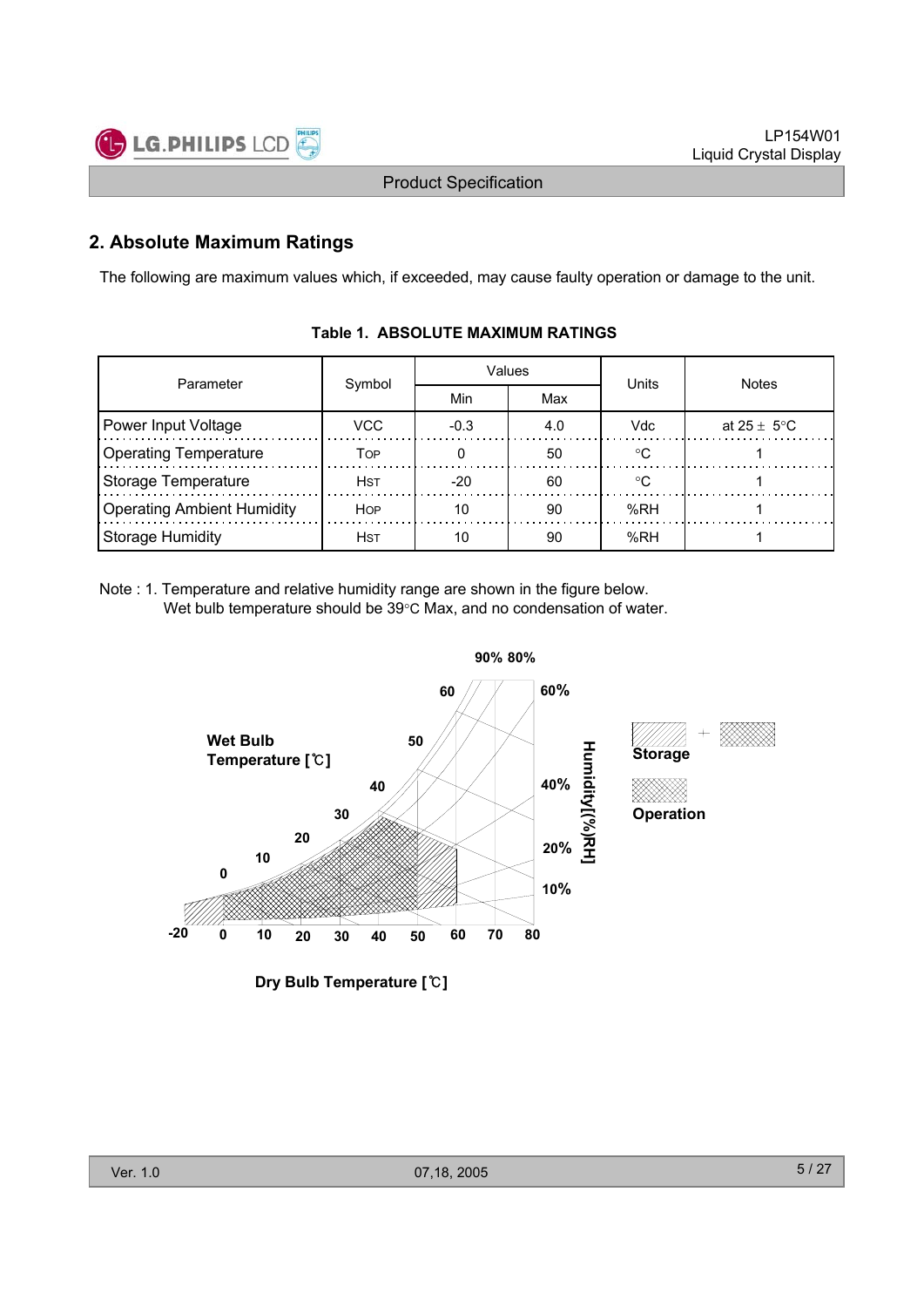## 2. Absolute Maximum Ratings

The following are maximum values which, if exceeded, may cause faulty operation or damage to the unit.

**Table 1. ABSOLUTE MAXIMUM RATINGS**

| Parameter | Symbol | Values | | Units | Notes |
|---|---|---|---|---|---|
| | | Min | Max | | |
| Power Input Voltage | VCC | -0.3 | 4.0 | Vdc | at 25 ± 5°C |
| Operating Temperature | TOP | 0 | 50 | °C | 1 |
| Storage Temperature | HST | -20 | 60 | °C | 1 |
| Operating Ambient Humidity | HOP | 10 | 90 | %RH | 1 |
| Storage Humidity | HST | 10 | 90 | %RH | 1 |

Note : 1. Temperature and relative humidity range are shown in the figure below.
Wet bulb temperature should be 39°C Max, and no condensation of water.

Wet Bulb Temperature [℃]

Humidity[(%)RH]

Storage

Operation

Dry Bulb Temperature [℃]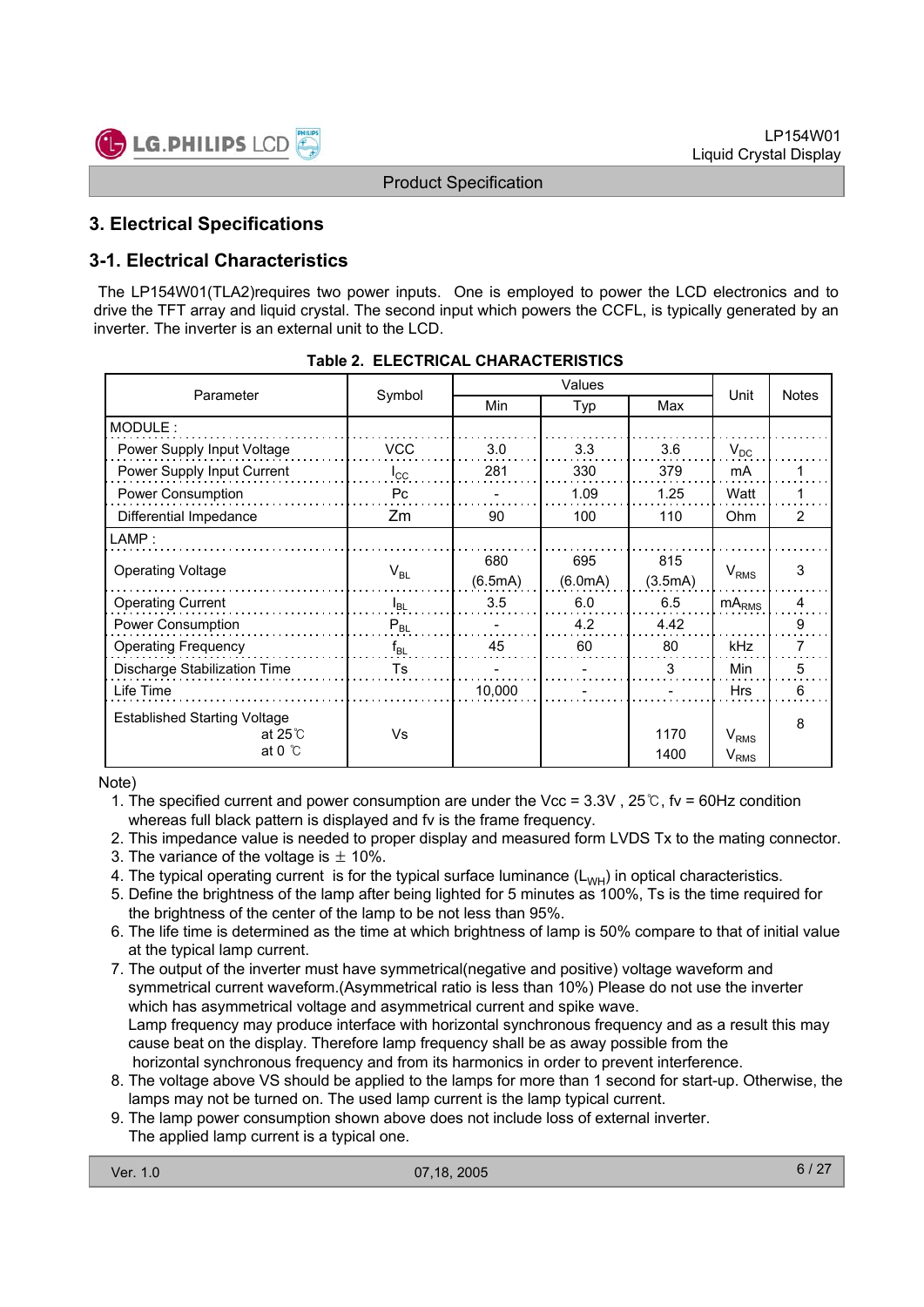## 3. Electrical Specifications

### 3-1. Electrical Characteristics

The LP154W01(TLA2)requires two power inputs. One is employed to power the LCD electronics and to drive the TFT array and liquid crystal. The second input which powers the CCFL, is typically generated by an inverter. The inverter is an external unit to the LCD.

**Table 2. ELECTRICAL CHARACTERISTICS**

| Parameter | Symbol | Values | | | Unit | Notes |
|---|---|---|---|---|---|---|
| | | Min | Typ | Max | | |
| MODULE : | | | | | | |
| Power Supply Input Voltage | VCC | 3.0 | 3.3 | 3.6 | $V_{DC}$ | |
| Power Supply Input Current | $I_{CC}$ | 281 | 330 | 379 | mA | 1 |
| Power Consumption | Pc | - | 1.09 | 1.25 | Watt | 1 |
| Differential Impedance | Zm | 90 | 100 | 110 | Ohm | 2 |
| LAMP : | | | | | | |
| Operating Voltage | $V_{BL}$ | 680 (6.5mA) | 695 (6.0mA) | 815 (3.5mA) | $V_{RMS}$ | 3 |
| Operating Current | $I_{BL}$ | 3.5 | 6.0 | 6.5 | $mA_{RMS}$ | 4 |
| Power Consumption | $P_{BL}$ | - | 4.2 | 4.42 | | 9 |
| Operating Frequency | $f_{BL}$ | 45 | 60 | 80 | kHz | 7 |
| Discharge Stabilization Time | Ts | - | - | 3 | Min | 5 |
| Life Time | | 10,000 | - | - | Hrs | 6 |
| Established Starting Voltage at 25℃ / at 0 ℃ | Vs | | | 1170 / 1400 | $V_{RMS}$ / $V_{RMS}$ | 8 |

Note)

1. The specified current and power consumption are under the Vcc = 3.3V , 25℃, fv = 60Hz condition whereas full black pattern is displayed and fv is the frame frequency.
2. This impedance value is needed to proper display and measured form LVDS Tx to the mating connector.
3. The variance of the voltage is ± 10%.
4. The typical operating current is for the typical surface luminance ($L_{WH}$) in optical characteristics.
5. Define the brightness of the lamp after being lighted for 5 minutes as 100%, Ts is the time required for the brightness of the center of the lamp to be not less than 95%.
6. The life time is determined as the time at which brightness of lamp is 50% compare to that of initial value at the typical lamp current.
7. The output of the inverter must have symmetrical(negative and positive) voltage waveform and symmetrical current waveform.(Asymmetrical ratio is less than 10%) Please do not use the inverter which has asymmetrical voltage and asymmetrical current and spike wave.
   Lamp frequency may produce interface with horizontal synchronous frequency and as a result this may cause beat on the display. Therefore lamp frequency shall be as away possible from the horizontal synchronous frequency and from its harmonics in order to prevent interference.
8. The voltage above VS should be applied to the lamps for more than 1 second for start-up. Otherwise, the lamps may not be turned on. The used lamp current is the lamp typical current.
9. The lamp power consumption shown above does not include loss of external inverter.
   The applied lamp current is a typical one.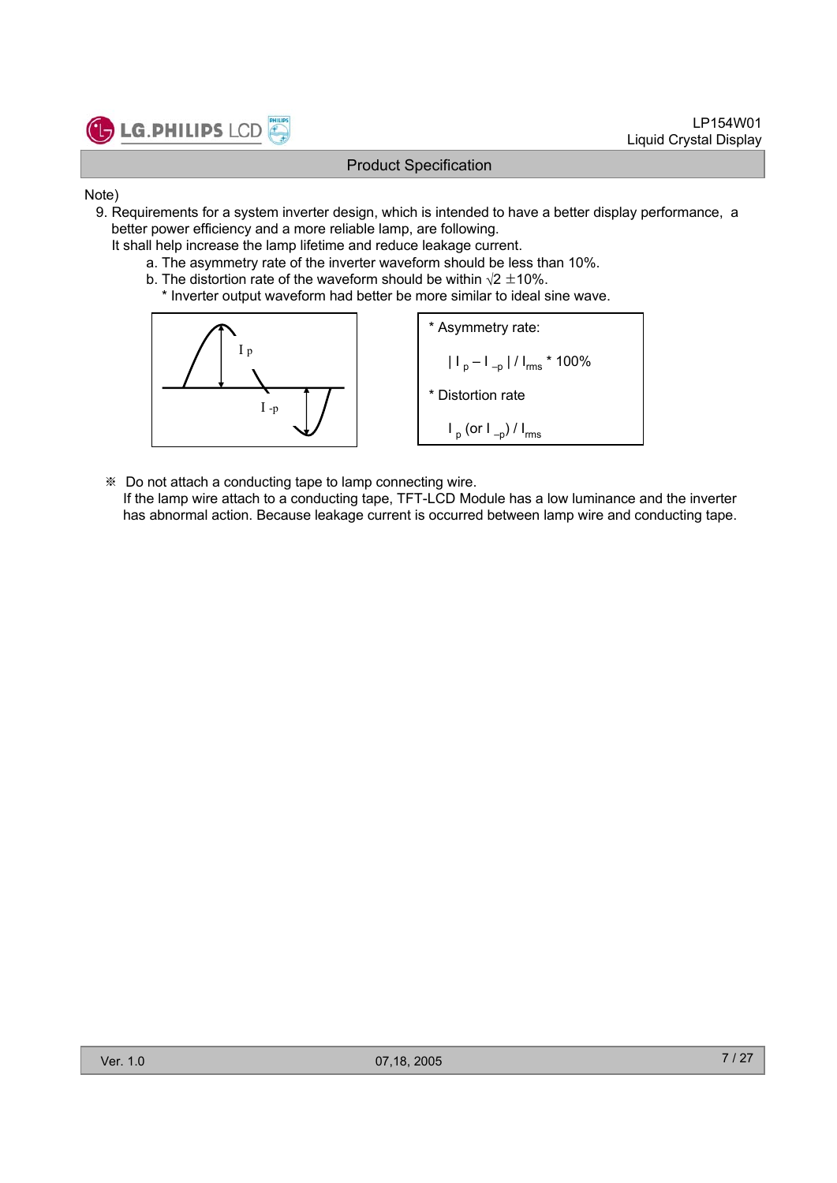Note)

9. Requirements for a system inverter design, which is intended to have a better display performance, a better power efficiency and a more reliable lamp, are following.
   It shall help increase the lamp lifetime and reduce leakage current.
   a. The asymmetry rate of the inverter waveform should be less than 10%.
   b. The distortion rate of the waveform should be within $\sqrt{2}$ ±10%.
      * Inverter output waveform had better be more similar to ideal sine wave.

$I_p$

$I_{-p}$

* Asymmetry rate:

  $| I_p - I_{-p} | / I_{rms}$ * 100%

* Distortion rate

  $I_p$ (or $I_{-p}$) / $I_{rms}$

※ Do not attach a conducting tape to lamp connecting wire.
If the lamp wire attach to a conducting tape, TFT-LCD Module has a low luminance and the inverter has abnormal action. Because leakage current is occurred between lamp wire and conducting tape.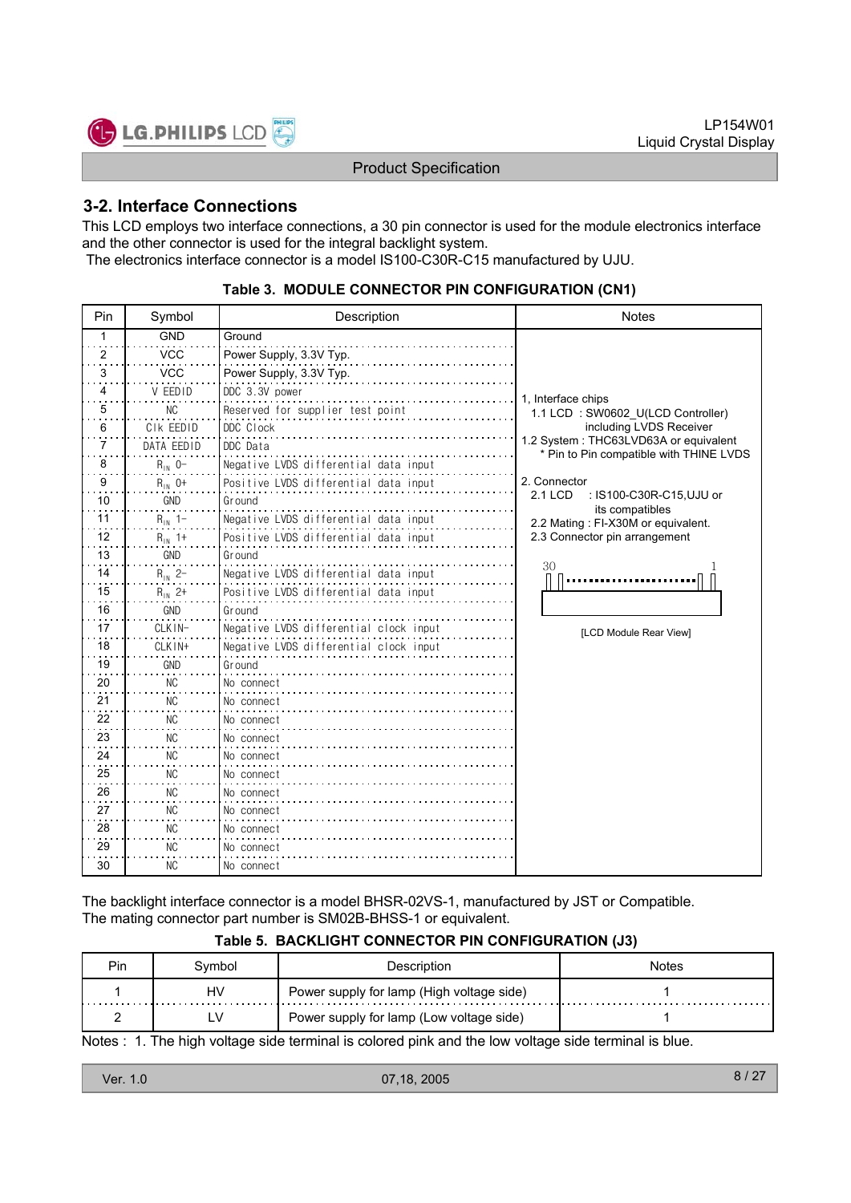## 3-2. Interface Connections

This LCD employs two interface connections, a 30 pin connector is used for the module electronics interface and the other connector is used for the integral backlight system.
The electronics interface connector is a model IS100-C30R-C15 manufactured by UJU.

**Table 3. MODULE CONNECTOR PIN CONFIGURATION (CN1)**

| Pin | Symbol | Description | Notes |
|---|---|---|---|
| 1 | GND | Ground | 1, Interface chips<br>1.1 LCD : SW0602_U(LCD Controller) including LVDS Receiver<br>1.2 System : THC63LVD63A or equivalent<br>* Pin to Pin compatible with THINE LVDS<br><br>2. Connector<br>2.1 LCD : IS100-C30R-C15,UJU or its compatibles<br>2.2 Mating : FI-X30M or equivalent.<br>2.3 Connector pin arrangement<br>30 ... 1<br>[LCD Module Rear View] |
| 2 | VCC | Power Supply, 3.3V Typ. | |
| 3 | VCC | Power Supply, 3.3V Typ. | |
| 4 | V EEDID | DDC 3.3V power | |
| 5 | NC | Reserved for supplier test point | |
| 6 | Clk EEDID | DDC Clock | |
| 7 | DATA EEDID | DDC Data | |
| 8 | $R_{IN}$ 0- | Negative LVDS differential data input | |
| 9 | $R_{IN}$ 0+ | Positive LVDS differential data input | |
| 10 | GND | Ground | |
| 11 | $R_{IN}$ 1- | Negative LVDS differential data input | |
| 12 | $R_{IN}$ 1+ | Positive LVDS differential data input | |
| 13 | GND | Ground | |
| 14 | $R_{IN}$ 2- | Negative LVDS differential data input | |
| 15 | $R_{IN}$ 2+ | Positive LVDS differential data input | |
| 16 | GND | Ground | |
| 17 | CLKIN- | Negative LVDS differential clock input | |
| 18 | CLKIN+ | Negative LVDS differential clock input | |
| 19 | GND | Ground | |
| 20 | NC | No connect | |
| 21 | NC | No connect | |
| 22 | NC | No connect | |
| 23 | NC | No connect | |
| 24 | NC | No connect | |
| 25 | NC | No connect | |
| 26 | NC | No connect | |
| 27 | NC | No connect | |
| 28 | NC | No connect | |
| 29 | NC | No connect | |
| 30 | NC | No connect | |

The backlight interface connector is a model BHSR-02VS-1, manufactured by JST or Compatible.
The mating connector part number is SM02B-BHSS-1 or equivalent.

**Table 5. BACKLIGHT CONNECTOR PIN CONFIGURATION (J3)**

| Pin | Symbol | Description | Notes |
|---|---|---|---|
| 1 | HV | Power supply for lamp (High voltage side) | 1 |
| 2 | LV | Power supply for lamp (Low voltage side) | 1 |

Notes : 1. The high voltage side terminal is colored pink and the low voltage side terminal is blue.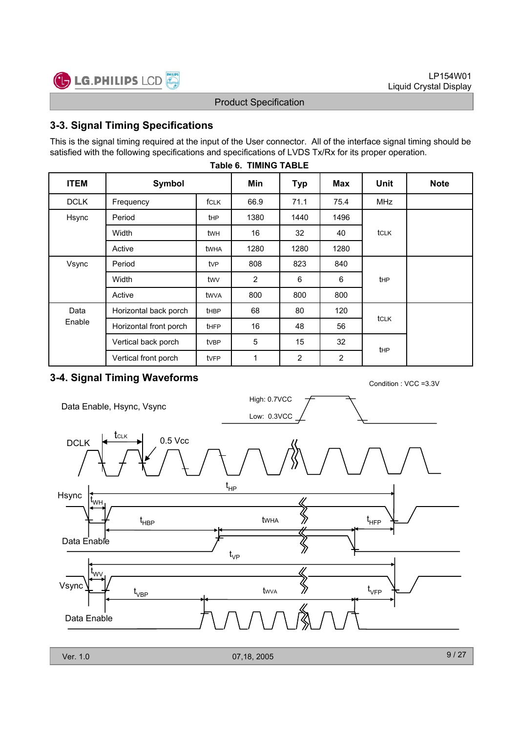## 3-3. Signal Timing Specifications

This is the signal timing required at the input of the User connector. All of the interface signal timing should be satisfied with the following specifications and specifications of LVDS Tx/Rx for its proper operation.

**Table 6. TIMING TABLE**

| ITEM | Symbol | | Min | Typ | Max | Unit | Note |
|---|---|---|---|---|---|---|---|
| DCLK | Frequency | fCLK | 66.9 | 71.1 | 75.4 | MHz | |
| Hsync | Period | tHP | 1380 | 1440 | 1496 | tCLK | |
| | Width | tWH | 16 | 32 | 40 | | |
| | Active | tWHA | 1280 | 1280 | 1280 | | |
| Vsync | Period | tVP | 808 | 823 | 840 | tHP | |
| | Width | tWV | 2 | 6 | 6 | | |
| | Active | tWVA | 800 | 800 | 800 | | |
| Data Enable | Horizontal back porch | tHBP | 68 | 80 | 120 | tCLK | |
| | Horizontal front porch | tHFP | 16 | 48 | 56 | | |
| | Vertical back porch | tVBP | 5 | 15 | 32 | tHP | |
| | Vertical front porch | tVFP | 1 | 2 | 2 | | |

## 3-4. Signal Timing Waveforms

Condition : VCC =3.3V

Data Enable, Hsync, Vsync — High: 0.7VCC, Low: 0.3VCC

DCLK — $t_{CLK}$, 0.5 Vcc

Hsync — $t_{HP}$, $t_{WH}$, $t_{HBP}$, $t_{WHA}$, $t_{HFP}$

Data Enable

Vsync — $t_{VP}$, $t_{WV}$, $t_{VBP}$, $t_{WVA}$, $t_{VFP}$

Data Enable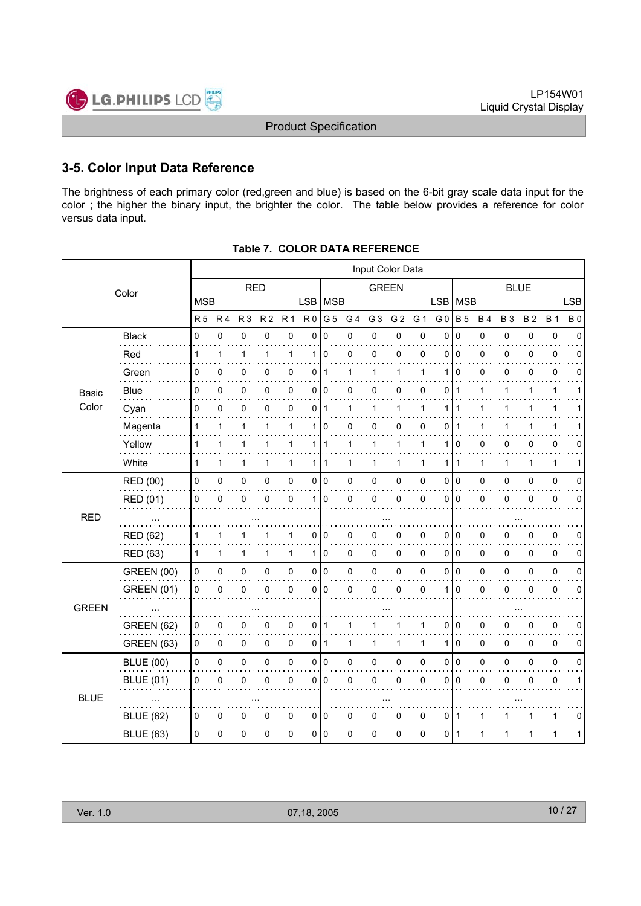## 3-5. Color Input Data Reference

The brightness of each primary color (red,green and blue) is based on the 6-bit gray scale data input for the color ; the higher the binary input, the brighter the color. The table below provides a reference for color versus data input.

**Table 7. COLOR DATA REFERENCE**

| Color | | Input Color Data | | | | | | | | | | | | | | | | | |
|---|---|---|---|---|---|---|---|---|---|---|---|---|---|---|---|---|---|---|---|
| | | RED | | | | | | GREEN | | | | | | BLUE | | | | | |
| | | MSB | | | | | LSB | MSB | | | | | LSB | MSB | | | | | LSB |
| | | R 5 | R 4 | R 3 | R 2 | R 1 | R 0 | G 5 | G 4 | G 3 | G 2 | G 1 | G 0 | B 5 | B 4 | B 3 | B 2 | B 1 | B 0 |
| Basic Color | Black | 0 | 0 | 0 | 0 | 0 | 0 | 0 | 0 | 0 | 0 | 0 | 0 | 0 | 0 | 0 | 0 | 0 | 0 |
| | Red | 1 | 1 | 1 | 1 | 1 | 1 | 0 | 0 | 0 | 0 | 0 | 0 | 0 | 0 | 0 | 0 | 0 | 0 |
| | Green | 0 | 0 | 0 | 0 | 0 | 0 | 1 | 1 | 1 | 1 | 1 | 1 | 0 | 0 | 0 | 0 | 0 | 0 |
| | Blue | 0 | 0 | 0 | 0 | 0 | 0 | 0 | 0 | 0 | 0 | 0 | 0 | 1 | 1 | 1 | 1 | 1 | 1 |
| | Cyan | 0 | 0 | 0 | 0 | 0 | 0 | 1 | 1 | 1 | 1 | 1 | 1 | 1 | 1 | 1 | 1 | 1 | 1 |
| | Magenta | 1 | 1 | 1 | 1 | 1 | 1 | 0 | 0 | 0 | 0 | 0 | 0 | 1 | 1 | 1 | 1 | 1 | 1 |
| | Yellow | 1 | 1 | 1 | 1 | 1 | 1 | 1 | 1 | 1 | 1 | 1 | 1 | 0 | 0 | 0 | 0 | 0 | 0 |
| | White | 1 | 1 | 1 | 1 | 1 | 1 | 1 | 1 | 1 | 1 | 1 | 1 | 1 | 1 | 1 | 1 | 1 | 1 |
| RED | RED (00) | 0 | 0 | 0 | 0 | 0 | 0 | 0 | 0 | 0 | 0 | 0 | 0 | 0 | 0 | 0 | 0 | 0 | 0 |
| | RED (01) | 0 | 0 | 0 | 0 | 0 | 1 | 0 | 0 | 0 | 0 | 0 | 0 | 0 | 0 | 0 | 0 | 0 | 0 |
| | ... | ... | | | | | | ... | | | | | | ... | | | | | |
| | RED (62) | 1 | 1 | 1 | 1 | 1 | 0 | 0 | 0 | 0 | 0 | 0 | 0 | 0 | 0 | 0 | 0 | 0 | 0 |
| | RED (63) | 1 | 1 | 1 | 1 | 1 | 1 | 0 | 0 | 0 | 0 | 0 | 0 | 0 | 0 | 0 | 0 | 0 | 0 |
| GREEN | GREEN (00) | 0 | 0 | 0 | 0 | 0 | 0 | 0 | 0 | 0 | 0 | 0 | 0 | 0 | 0 | 0 | 0 | 0 | 0 |
| | GREEN (01) | 0 | 0 | 0 | 0 | 0 | 0 | 0 | 0 | 0 | 0 | 0 | 1 | 0 | 0 | 0 | 0 | 0 | 0 |
| | ... | ... | | | | | | ... | | | | | | ... | | | | | |
| | GREEN (62) | 0 | 0 | 0 | 0 | 0 | 0 | 1 | 1 | 1 | 1 | 1 | 0 | 0 | 0 | 0 | 0 | 0 | 0 |
| | GREEN (63) | 0 | 0 | 0 | 0 | 0 | 0 | 1 | 1 | 1 | 1 | 1 | 1 | 0 | 0 | 0 | 0 | 0 | 0 |
| BLUE | BLUE (00) | 0 | 0 | 0 | 0 | 0 | 0 | 0 | 0 | 0 | 0 | 0 | 0 | 0 | 0 | 0 | 0 | 0 | 0 |
| | BLUE (01) | 0 | 0 | 0 | 0 | 0 | 0 | 0 | 0 | 0 | 0 | 0 | 0 | 0 | 0 | 0 | 0 | 0 | 1 |
| | ... | ... | | | | | | ... | | | | | | ... | | | | | |
| | BLUE (62) | 0 | 0 | 0 | 0 | 0 | 0 | 0 | 0 | 0 | 0 | 0 | 0 | 1 | 1 | 1 | 1 | 1 | 0 |
| | BLUE (63) | 0 | 0 | 0 | 0 | 0 | 0 | 0 | 0 | 0 | 0 | 0 | 0 | 1 | 1 | 1 | 1 | 1 | 1 |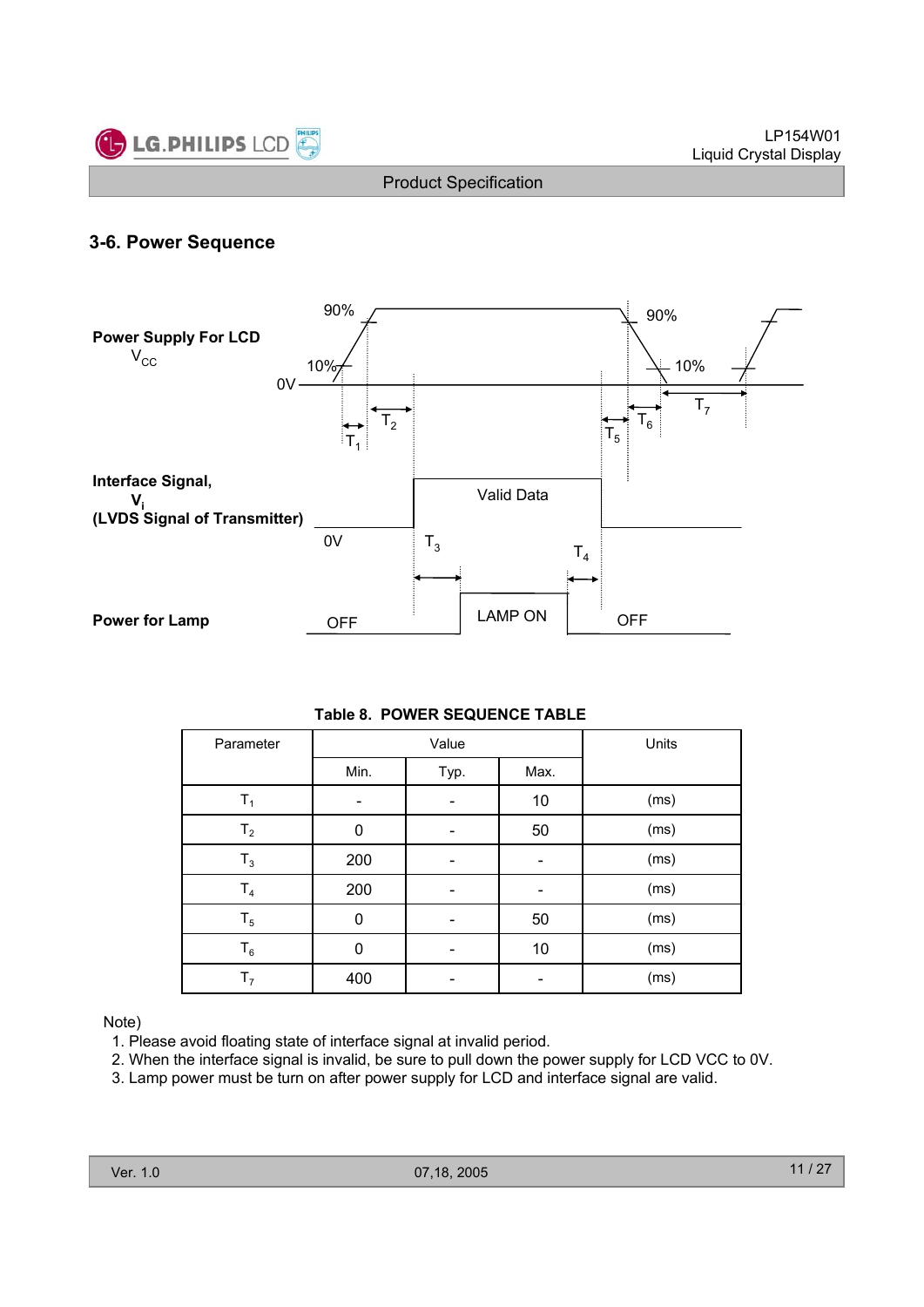### 3-6. Power Sequence

Power Supply For LCD $V_{CC}$

90% 10% 0V 90% 10%

$T_1$ $T_2$ $T_5$ $T_6$ $T_7$

Interface Signal, $V_i$ (LVDS Signal of Transmitter)

0V Valid Data

$T_3$ $T_4$

Power for Lamp

OFF LAMP ON OFF

**Table 8. POWER SEQUENCE TABLE**

| Parameter | Value | | | Units |
|---|---|---|---|---|
| | Min. | Typ. | Max. | |
| $T_1$ | - | - | 10 | (ms) |
| $T_2$ | 0 | - | 50 | (ms) |
| $T_3$ | 200 | - | - | (ms) |
| $T_4$ | 200 | - | - | (ms) |
| $T_5$ | 0 | - | 50 | (ms) |
| $T_6$ | 0 | - | 10 | (ms) |
| $T_7$ | 400 | - | - | (ms) |

Note)

1. Please avoid floating state of interface signal at invalid period.
2. When the interface signal is invalid, be sure to pull down the power supply for LCD VCC to 0V.
3. Lamp power must be turn on after power supply for LCD and interface signal are valid.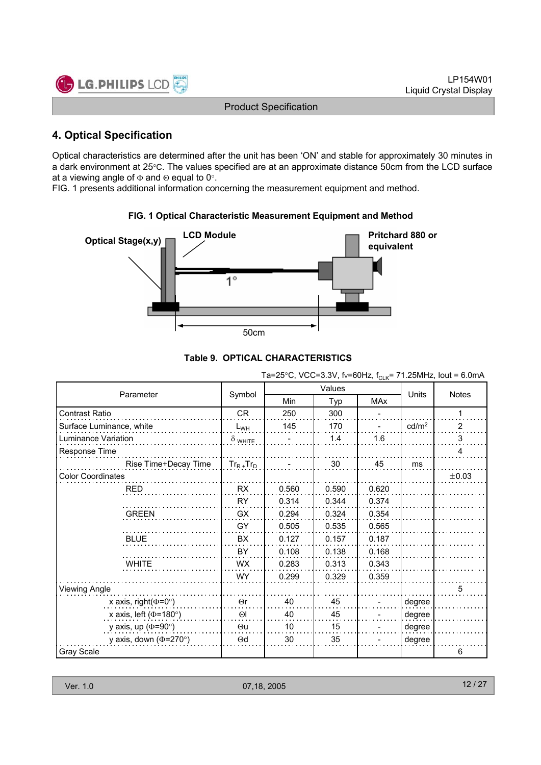## 4. Optical Specification

Optical characteristics are determined after the unit has been 'ON' and stable for approximately 30 minutes in a dark environment at 25°C. The values specified are at an approximate distance 50cm from the LCD surface at a viewing angle of Φ and Θ equal to 0°.

FIG. 1 presents additional information concerning the measurement equipment and method.

**FIG. 1 Optical Characteristic Measurement Equipment and Method**

Optical Stage(x,y) — LCD Module — Pritchard 880 or equivalent — 1° — 50cm

**Table 9. OPTICAL CHARACTERISTICS**

Ta=25°C, VCC=3.3V, fv=60Hz, $f_{CLK}$= 71.25MHz, Iout = 6.0mA

| Parameter | | Symbol | Values | | | Units | Notes |
|---|---|---|---|---|---|---|---|
| | | | Min | Typ | MAx | | |
| Contrast Ratio | | CR | 250 | 300 | - | | 1 |
| Surface Luminance, white | | $L_{WH}$ | 145 | 170 | - | cd/m$^2$ | 2 |
| Luminance Variation | | $\delta_{WHITE}$ | - | 1.4 | 1.6 | | 3 |
| Response Time | | | | | | | 4 |
| | Rise Time+Decay Time | $Tr_R + Tr_D$ | - | 30 | 45 | ms | |
| Color Coordinates | | | | | | | ±0.03 |
| | RED | RX | 0.560 | 0.590 | 0.620 | | |
| | | RY | 0.314 | 0.344 | 0.374 | | |
| | GREEN | GX | 0.294 | 0.324 | 0.354 | | |
| | | GY | 0.505 | 0.535 | 0.565 | | |
| | BLUE | BX | 0.127 | 0.157 | 0.187 | | |
| | | BY | 0.108 | 0.138 | 0.168 | | |
| | WHITE | WX | 0.283 | 0.313 | 0.343 | | |
| | | WY | 0.299 | 0.329 | 0.359 | | |
| Viewing Angle | | | | | | | 5 |
| | x axis, right(Φ=0°) | Θr | 40 | 45 | - | degree | |
| | x axis, left (Φ=180°) | Θl | 40 | 45 | - | degree | |
| | y axis, up (Φ=90°) | Θu | 10 | 15 | - | degree | |
| | y axis, down (Φ=270°) | Θd | 30 | 35 | - | degree | |
| Gray Scale | | | | | | | 6 |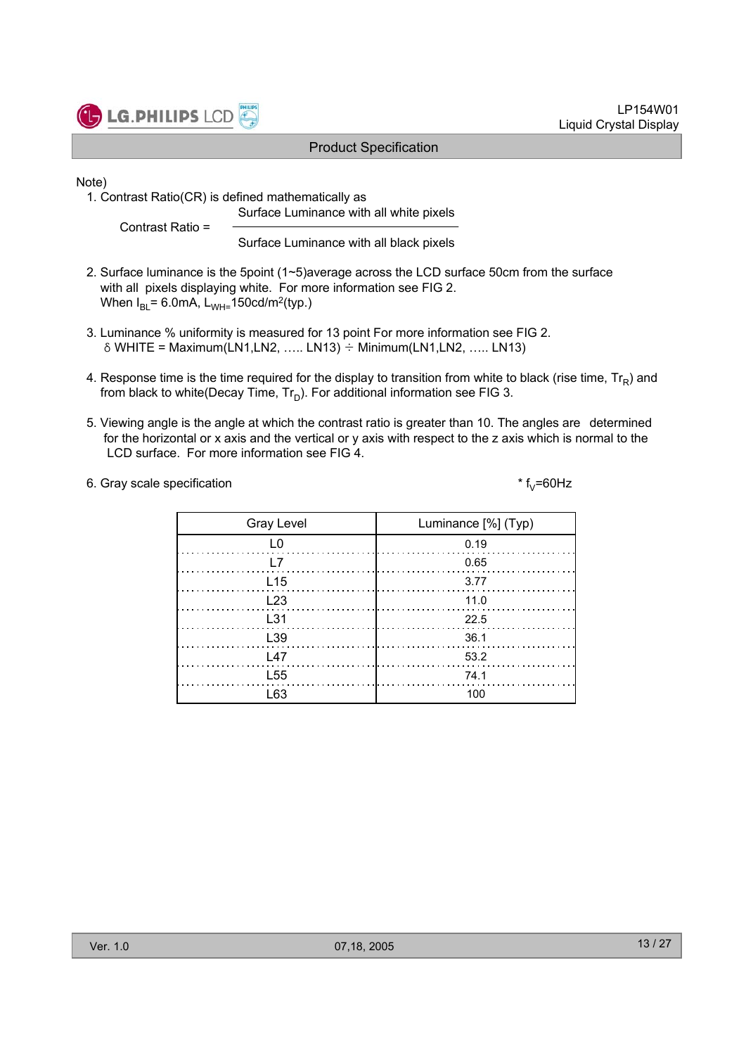Note)

1. Contrast Ratio(CR) is defined mathematically as

$$\text{Contrast Ratio} = \frac{\text{Surface Luminance with all white pixels}}{\text{Surface Luminance with all black pixels}}$$

2. Surface luminance is the 5point (1~5)average across the LCD surface 50cm from the surface with all pixels displaying white. For more information see FIG 2.
   When $I_{BL}$= 6.0mA, $L_{WH=}$150cd/m$^2$(typ.)

3. Luminance % uniformity is measured for 13 point For more information see FIG 2.
   $\delta$ WHITE = Maximum(LN1,LN2, ….. LN13) ÷ Minimum(LN1,LN2, ….. LN13)

4. Response time is the time required for the display to transition from white to black (rise time, $Tr_R$) and from black to white(Decay Time, $Tr_D$). For additional information see FIG 3.

5. Viewing angle is the angle at which the contrast ratio is greater than 10. The angles are determined for the horizontal or x axis and the vertical or y axis with respect to the z axis which is normal to the LCD surface. For more information see FIG 4.

6. Gray scale specification

\* $f_V$=60Hz

| Gray Level | Luminance [%] (Typ) |
| --- | --- |
| L0 | 0.19 |
| L7 | 0.65 |
| L15 | 3.77 |
| L23 | 11.0 |
| L31 | 22.5 |
| L39 | 36.1 |
| L47 | 53.2 |
| L55 | 74.1 |
| L63 | 100 |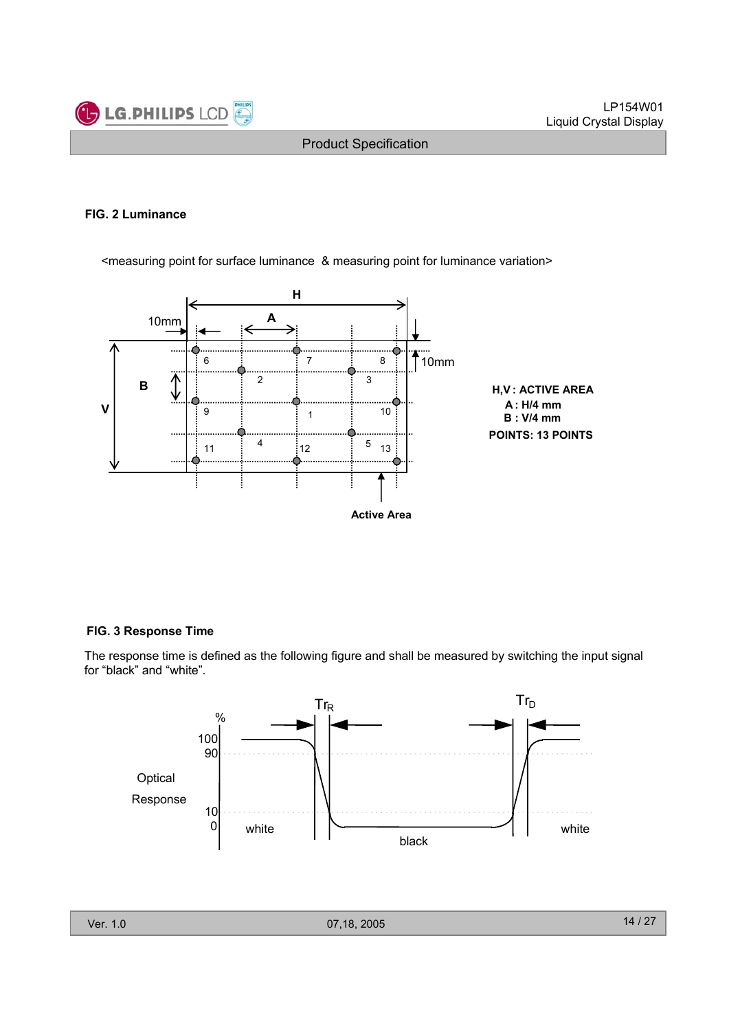## FIG. 2 Luminance

<measuring point for surface luminance & measuring point for luminance variation>

H,V : ACTIVE AREA
A : H/4 mm
B : V/4 mm
POINTS: 13 POINTS

Active Area

## FIG. 3 Response Time

The response time is defined as the following figure and shall be measured by switching the input signal for “black” and “white”.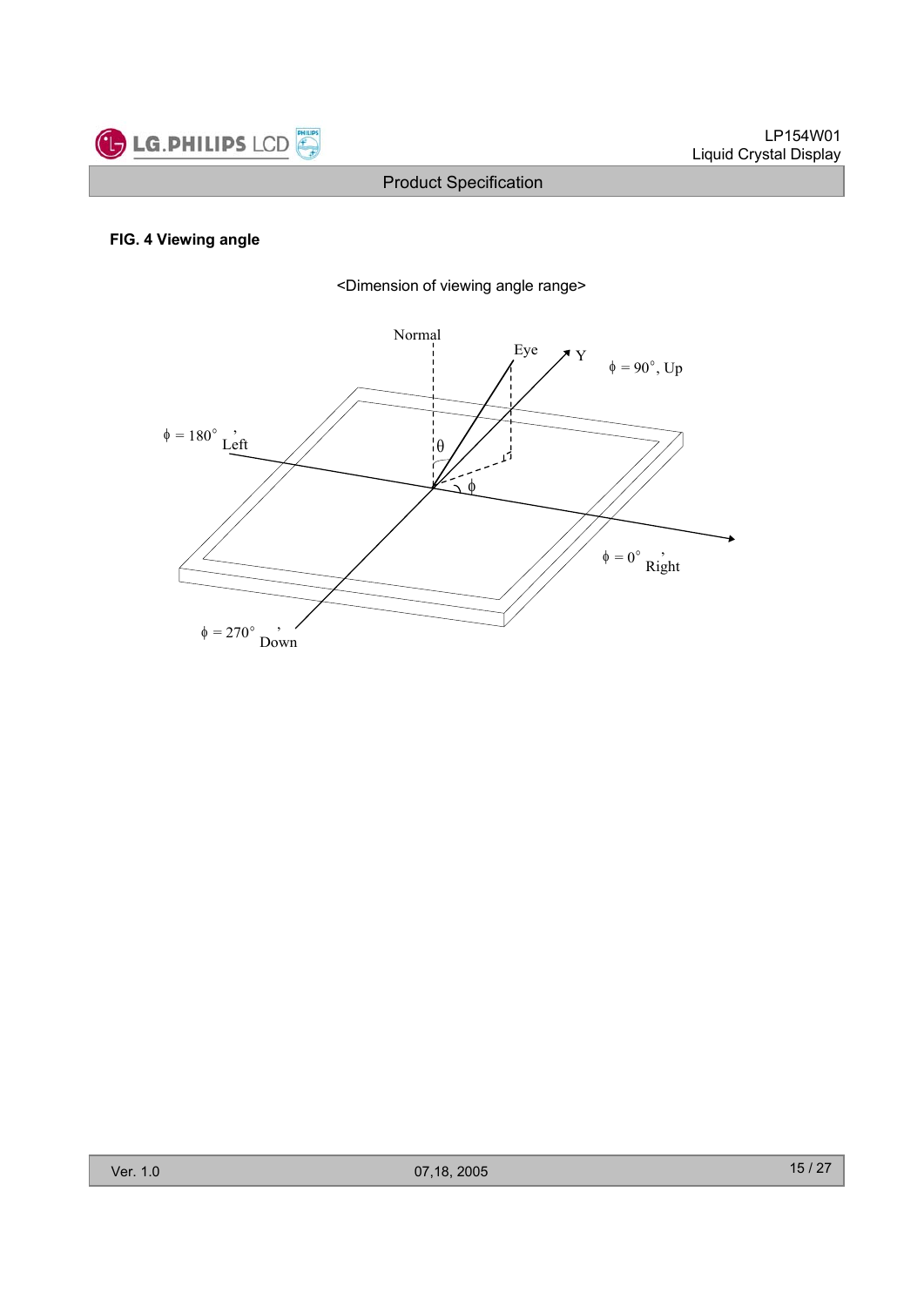**FIG. 4 Viewing angle**

<Dimension of viewing angle range>

Normal

Eye

Y

$\phi$ = 90°, Up

$\phi$ = 180°, Left

$\theta$

$\phi$

$\phi$ = 0°, Right

$\phi$ = 270°, Down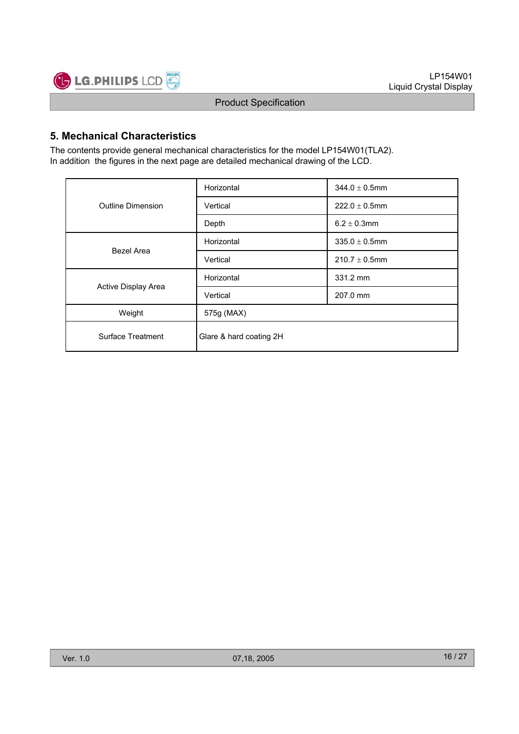## 5. Mechanical Characteristics

The contents provide general mechanical characteristics for the model LP154W01(TLA2).
In addition the figures in the next page are detailed mechanical drawing of the LCD.

| | | |
|---|---|---|
| Outline Dimension | Horizontal | 344.0 ± 0.5mm |
| | Vertical | 222.0 ± 0.5mm |
| | Depth | 6.2 ± 0.3mm |
| Bezel Area | Horizontal | 335.0 ± 0.5mm |
| | Vertical | 210.7 ± 0.5mm |
| Active Display Area | Horizontal | 331.2 mm |
| | Vertical | 207.0 mm |
| Weight | 575g (MAX) | |
| Surface Treatment | Glare & hard coating 2H | |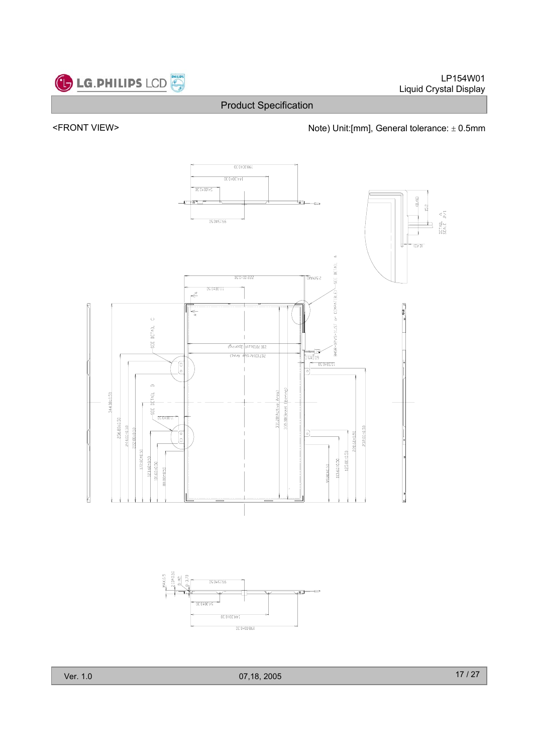<FRONT VIEW>

Note) Unit:[mm], General tolerance: ± 0.5mm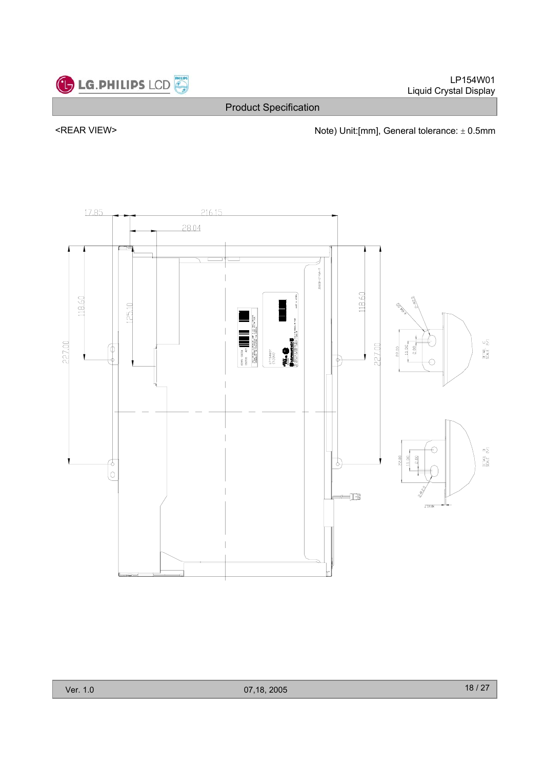## Product Specification

<REAR VIEW>

Note) Unit:[mm], General tolerance: ± 0.5mm

17.85

216.15

28.04

118.60

125.10

227.00

118.60

227.00

DETAIL C SCALE 2/1

DETAIL B SCALE 2/1

22.00

11.00

2.00

4-R4.00

2-R2.0

2-R2.0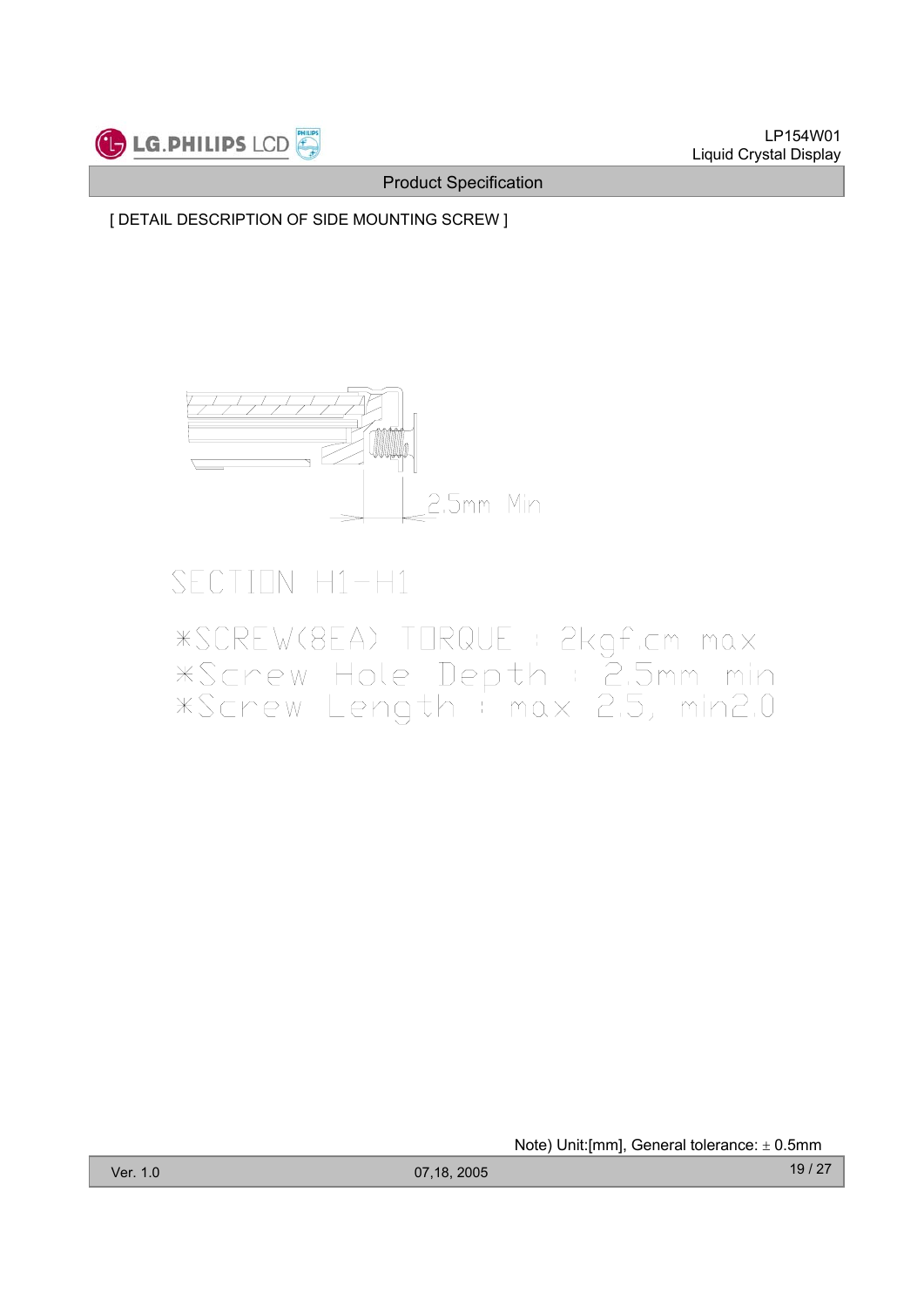[ DETAIL DESCRIPTION OF SIDE MOUNTING SCREW ]

2.5mm Min

SECTION H1-H1

*SCREW(8EA) TORQUE : 2kgf.cm max
*Screw Hole Depth : 2.5mm min
*Screw Length : max 2.5, min2.0

Note) Unit:[mm], General tolerance: ± 0.5mm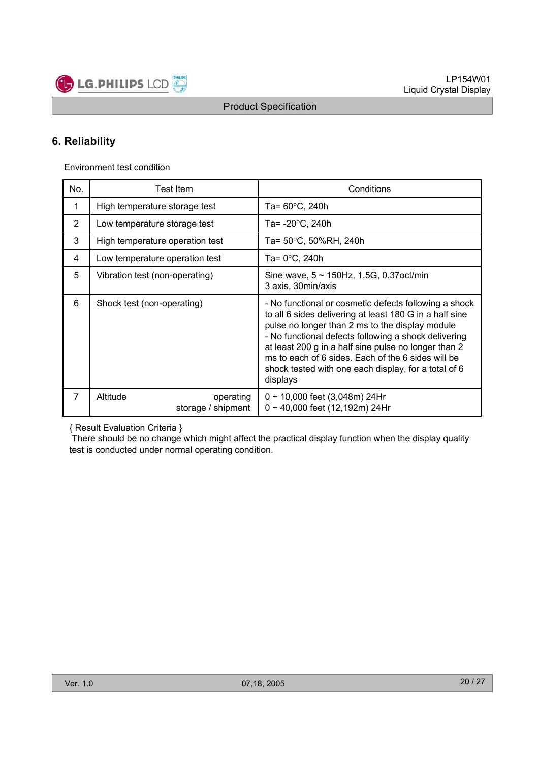## 6. Reliability

Environment test condition

| No. | Test Item | Conditions |
|---|---|---|
| 1 | High temperature storage test | Ta= 60°C, 240h |
| 2 | Low temperature storage test | Ta= -20°C, 240h |
| 3 | High temperature operation test | Ta= 50°C, 50%RH, 240h |
| 4 | Low temperature operation test | Ta= 0°C, 240h |
| 5 | Vibration test (non-operating) | Sine wave, 5 ~ 150Hz, 1.5G, 0.37oct/min<br>3 axis, 30min/axis |
| 6 | Shock test (non-operating) | - No functional or cosmetic defects following a shock to all 6 sides delivering at least 180 G in a half sine pulse no longer than 2 ms to the display module<br>- No functional defects following a shock delivering at least 200 g in a half sine pulse no longer than 2 ms to each of 6 sides. Each of the 6 sides will be shock tested with one each display, for a total of 6 displays |
| 7 | Altitude operating<br>storage / shipment | 0 ~ 10,000 feet (3,048m) 24Hr<br>0 ~ 40,000 feet (12,192m) 24Hr |

{ Result Evaluation Criteria }
There should be no change which might affect the practical display function when the display quality test is conducted under normal operating condition.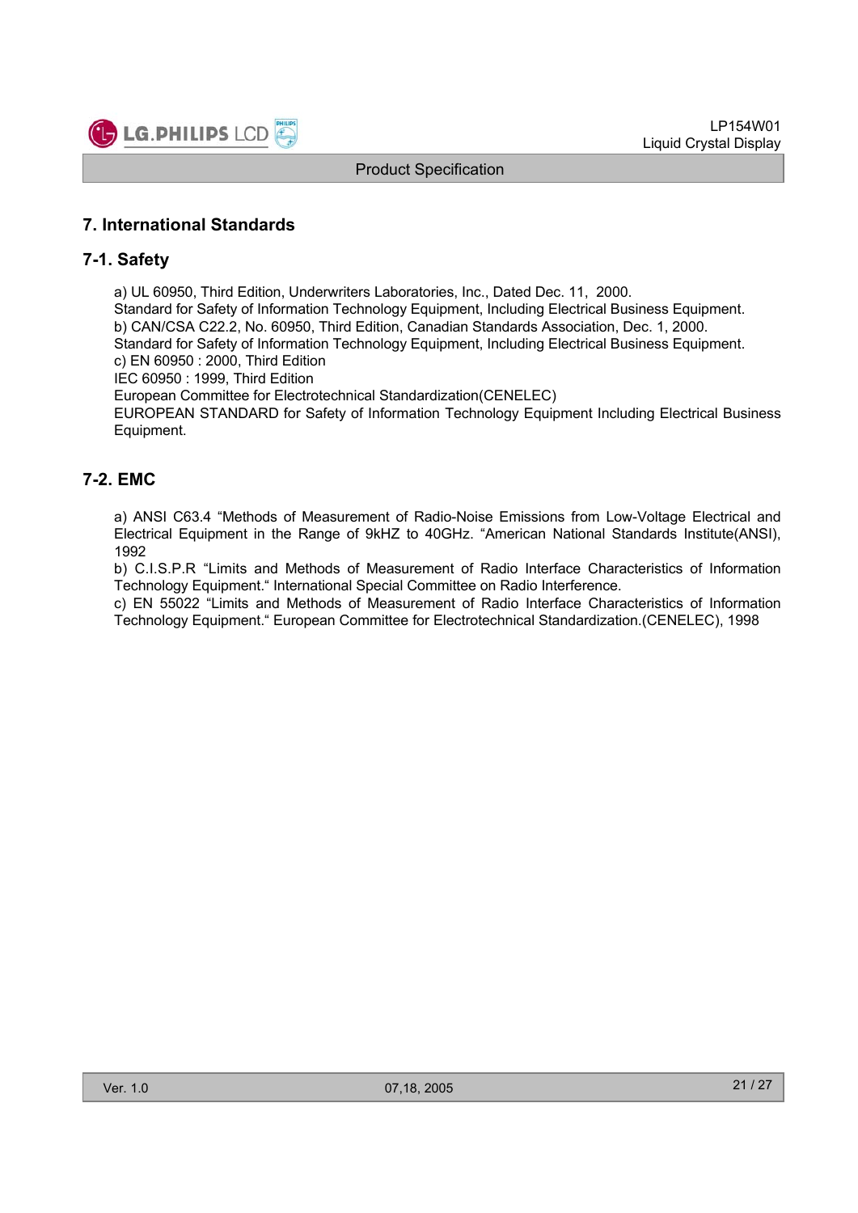## 7. International Standards

### 7-1. Safety

a) UL 60950, Third Edition, Underwriters Laboratories, Inc., Dated Dec. 11, 2000.
Standard for Safety of Information Technology Equipment, Including Electrical Business Equipment.
b) CAN/CSA C22.2, No. 60950, Third Edition, Canadian Standards Association, Dec. 1, 2000.
Standard for Safety of Information Technology Equipment, Including Electrical Business Equipment.
c) EN 60950 : 2000, Third Edition
IEC 60950 : 1999, Third Edition
European Committee for Electrotechnical Standardization(CENELEC)
EUROPEAN STANDARD for Safety of Information Technology Equipment Including Electrical Business Equipment.

### 7-2. EMC

a) ANSI C63.4 "Methods of Measurement of Radio-Noise Emissions from Low-Voltage Electrical and Electrical Equipment in the Range of 9kHZ to 40GHz. "American National Standards Institute(ANSI), 1992
b) C.I.S.P.R "Limits and Methods of Measurement of Radio Interface Characteristics of Information Technology Equipment." International Special Committee on Radio Interference.
c) EN 55022 "Limits and Methods of Measurement of Radio Interface Characteristics of Information Technology Equipment." European Committee for Electrotechnical Standardization.(CENELEC), 1998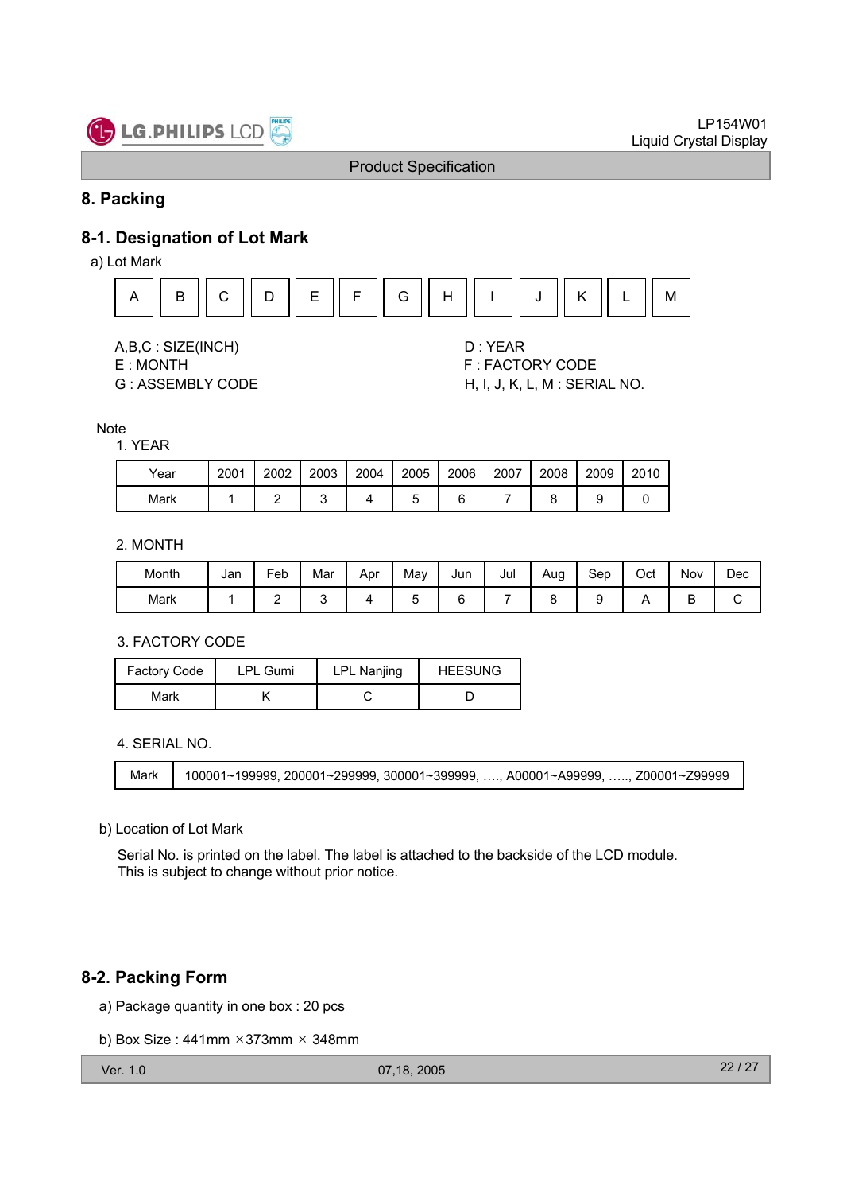## 8. Packing

### 8-1. Designation of Lot Mark

a) Lot Mark

| A | B | C | D | E | F | G | H | I | J | K | L | M |
|---|---|---|---|---|---|---|---|---|---|---|---|---|

A,B,C : SIZE(INCH)
E : MONTH
G : ASSEMBLY CODE

D : YEAR
F : FACTORY CODE
H, I, J, K, L, M : SERIAL NO.

Note

1. YEAR

| Year | 2001 | 2002 | 2003 | 2004 | 2005 | 2006 | 2007 | 2008 | 2009 | 2010 |
|---|---|---|---|---|---|---|---|---|---|---|
| Mark | 1 | 2 | 3 | 4 | 5 | 6 | 7 | 8 | 9 | 0 |

2. MONTH

| Month | Jan | Feb | Mar | Apr | May | Jun | Jul | Aug | Sep | Oct | Nov | Dec |
|---|---|---|---|---|---|---|---|---|---|---|---|---|
| Mark | 1 | 2 | 3 | 4 | 5 | 6 | 7 | 8 | 9 | A | B | C |

3. FACTORY CODE

| Factory Code | LPL Gumi | LPL Nanjing | HEESUNG |
|---|---|---|---|
| Mark | K | C | D |

4. SERIAL NO.

| Mark | 100001~199999, 200001~299999, 300001~399999, …., A00001~A99999, ….., Z00001~Z99999 |
|---|---|

b) Location of Lot Mark

Serial No. is printed on the label. The label is attached to the backside of the LCD module.
This is subject to change without prior notice.

### 8-2. Packing Form

a) Package quantity in one box : 20 pcs

b) Box Size : 441mm ×373mm × 348mm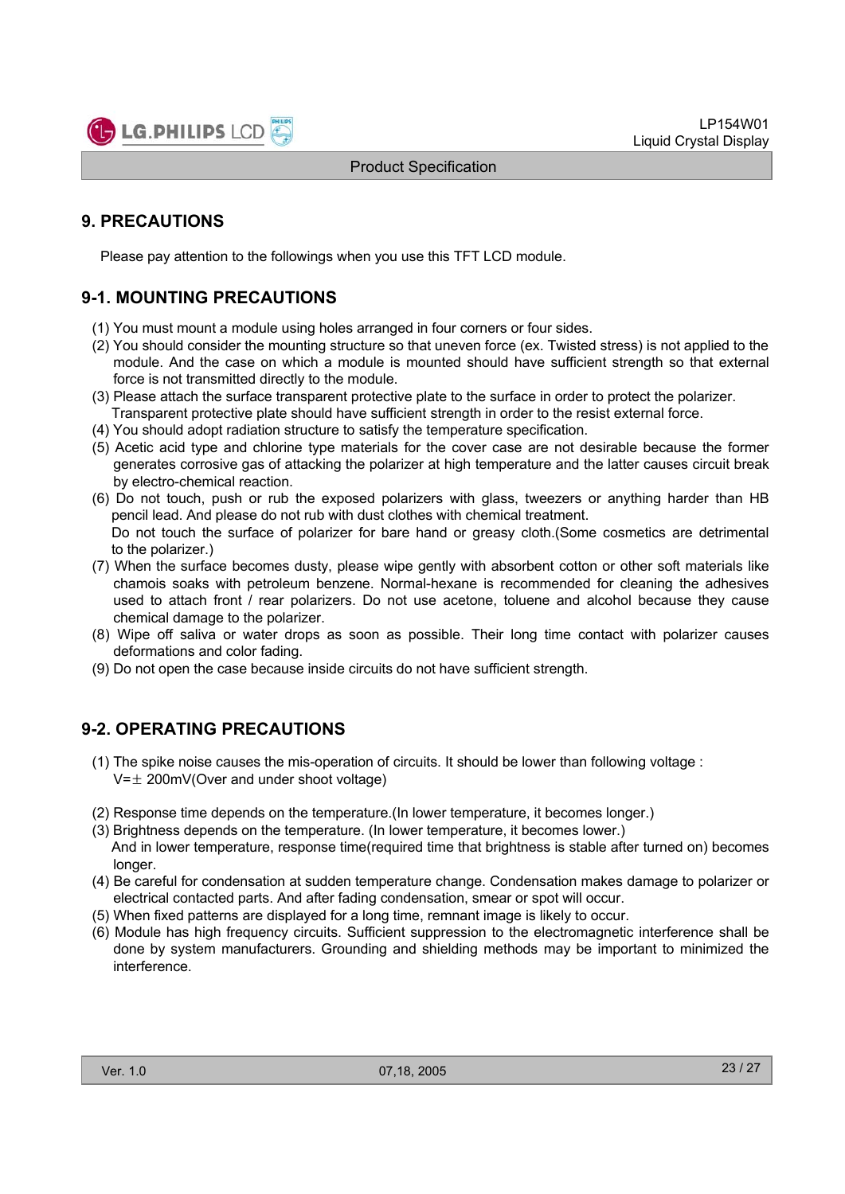## 9. PRECAUTIONS

Please pay attention to the followings when you use this TFT LCD module.

### 9-1. MOUNTING PRECAUTIONS

(1) You must mount a module using holes arranged in four corners or four sides.
(2) You should consider the mounting structure so that uneven force (ex. Twisted stress) is not applied to the module. And the case on which a module is mounted should have sufficient strength so that external force is not transmitted directly to the module.
(3) Please attach the surface transparent protective plate to the surface in order to protect the polarizer. Transparent protective plate should have sufficient strength in order to the resist external force.
(4) You should adopt radiation structure to satisfy the temperature specification.
(5) Acetic acid type and chlorine type materials for the cover case are not desirable because the former generates corrosive gas of attacking the polarizer at high temperature and the latter causes circuit break by electro-chemical reaction.
(6) Do not touch, push or rub the exposed polarizers with glass, tweezers or anything harder than HB pencil lead. And please do not rub with dust clothes with chemical treatment.
Do not touch the surface of polarizer for bare hand or greasy cloth.(Some cosmetics are detrimental to the polarizer.)
(7) When the surface becomes dusty, please wipe gently with absorbent cotton or other soft materials like chamois soaks with petroleum benzene. Normal-hexane is recommended for cleaning the adhesives used to attach front / rear polarizers. Do not use acetone, toluene and alcohol because they cause chemical damage to the polarizer.
(8) Wipe off saliva or water drops as soon as possible. Their long time contact with polarizer causes deformations and color fading.
(9) Do not open the case because inside circuits do not have sufficient strength.

### 9-2. OPERATING PRECAUTIONS

(1) The spike noise causes the mis-operation of circuits. It should be lower than following voltage :
V=± 200mV(Over and under shoot voltage)

(2) Response time depends on the temperature.(In lower temperature, it becomes longer.)
(3) Brightness depends on the temperature. (In lower temperature, it becomes lower.)
And in lower temperature, response time(required time that brightness is stable after turned on) becomes longer.
(4) Be careful for condensation at sudden temperature change. Condensation makes damage to polarizer or electrical contacted parts. And after fading condensation, smear or spot will occur.
(5) When fixed patterns are displayed for a long time, remnant image is likely to occur.
(6) Module has high frequency circuits. Sufficient suppression to the electromagnetic interference shall be done by system manufacturers. Grounding and shielding methods may be important to minimized the interference.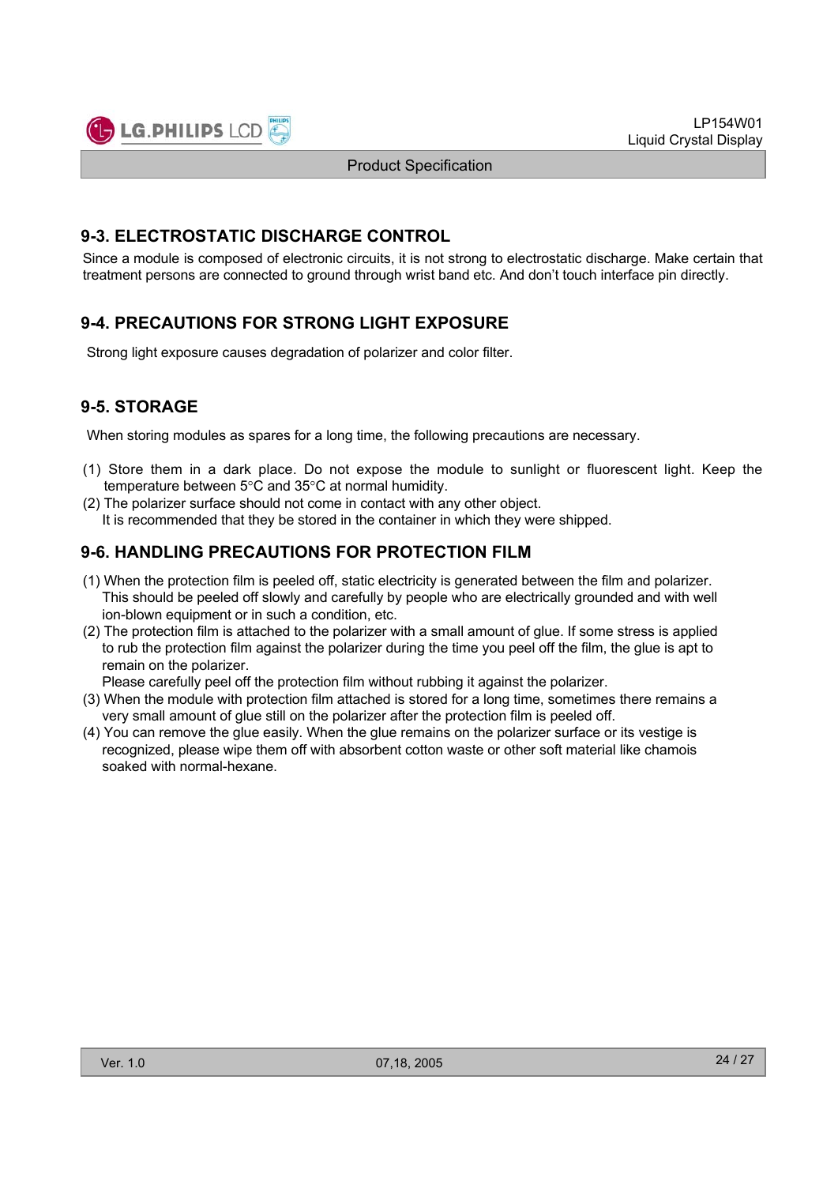## 9-3. ELECTROSTATIC DISCHARGE CONTROL

Since a module is composed of electronic circuits, it is not strong to electrostatic discharge. Make certain that treatment persons are connected to ground through wrist band etc. And don't touch interface pin directly.

## 9-4. PRECAUTIONS FOR STRONG LIGHT EXPOSURE

Strong light exposure causes degradation of polarizer and color filter.

## 9-5. STORAGE

When storing modules as spares for a long time, the following precautions are necessary.

(1) Store them in a dark place. Do not expose the module to sunlight or fluorescent light. Keep the temperature between 5°C and 35°C at normal humidity.
(2) The polarizer surface should not come in contact with any other object.
   It is recommended that they be stored in the container in which they were shipped.

## 9-6. HANDLING PRECAUTIONS FOR PROTECTION FILM

(1) When the protection film is peeled off, static electricity is generated between the film and polarizer. This should be peeled off slowly and carefully by people who are electrically grounded and with well ion-blown equipment or in such a condition, etc.
(2) The protection film is attached to the polarizer with a small amount of glue. If some stress is applied to rub the protection film against the polarizer during the time you peel off the film, the glue is apt to remain on the polarizer.
   Please carefully peel off the protection film without rubbing it against the polarizer.
(3) When the module with protection film attached is stored for a long time, sometimes there remains a very small amount of glue still on the polarizer after the protection film is peeled off.
(4) You can remove the glue easily. When the glue remains on the polarizer surface or its vestige is recognized, please wipe them off with absorbent cotton waste or other soft material like chamois soaked with normal-hexane.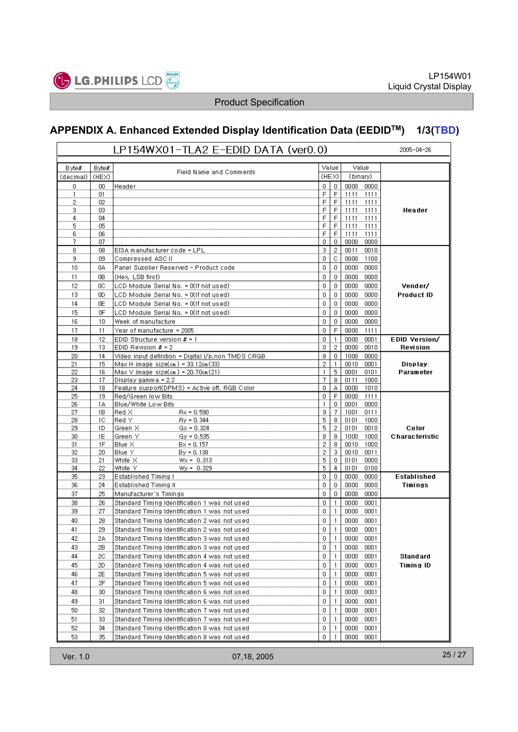## APPENDIX A. Enhanced Extended Display Identification Data (EEDID[TM]) 1/3(TBD)

**LP154WX01-TLA2 E-EDID DATA (ver0.0)** 2005-04-26

| Byte# (decimal) | Byte# (HEX) | Field Name and Comments | Value (HEX) | | Value (binary) | | |
|---|---|---|---|---|---|---|---|
| 0 | 00 | Header | 0 | 0 | 0000 | 0000 | Header |
| 1 | 01 | | F | F | 1111 | 1111 | |
| 2 | 02 | | F | F | 1111 | 1111 | |
| 3 | 03 | | F | F | 1111 | 1111 | |
| 4 | 04 | | F | F | 1111 | 1111 | |
| 5 | 05 | | F | F | 1111 | 1111 | |
| 6 | 06 | | F | F | 1111 | 1111 | |
| 7 | 07 | | 0 | 0 | 0000 | 0000 | |
| 8 | 08 | EISA manufacturer code = LPL | 3 | 2 | 0011 | 0010 | Vender/ Product ID |
| 9 | 09 | Compressed ASC II | 0 | C | 0000 | 1100 | |
| 10 | 0A | Panel Supplier Reserved - Product code | 0 | 0 | 0000 | 0000 | |
| 11 | 0B | (Hex, LSB first) | 0 | 0 | 0000 | 0000 | |
| 12 | 0C | LCD Module Serial No. = 0(If not used) | 0 | 0 | 0000 | 0000 | |
| 13 | 0D | LCD Module Serial No. = 0(If not used) | 0 | 0 | 0000 | 0000 | |
| 14 | 0E | LCD Module Serial No. = 0(If not used) | 0 | 0 | 0000 | 0000 | |
| 15 | 0F | LCD Module Serial No. = 0(If not used) | 0 | 0 | 0000 | 0000 | |
| 16 | 10 | Week of manufacture | 0 | 0 | 0000 | 0000 | |
| 17 | 11 | Year of manufacture = 2005 | 0 | F | 0000 | 1111 | |
| 18 | 12 | EDID Structure version # = 1 | 0 | 1 | 0000 | 0001 | EDID Version/ Revision |
| 19 | 13 | EDID Revision # = 2 | 0 | 2 | 0000 | 0010 | |
| 20 | 14 | Video input definition = Digital I/p,non TMDS CRGB | 8 | 0 | 1000 | 0000 | Display Parameter |
| 21 | 15 | Max H image size(cm) = 33.12cm(33) | 2 | 1 | 0010 | 0001 | |
| 22 | 16 | Max V image size(cm) = 20.70cm(21) | 1 | 5 | 0001 | 0101 | |
| 23 | 17 | Display gamma = 2.2 | 7 | 8 | 0111 | 1000 | |
| 24 | 18 | Feature support(DPMS) = Active off, RGB Color | 0 | A | 0000 | 1010 | |
| 25 | 19 | Red/Green low Bits | 0 | F | 0000 | 1111 | Color Characteristic |
| 26 | 1A | Blue/White Low Bits | 1 | 0 | 0001 | 0000 | |
| 27 | 1B | Red X Rx = 0.590 | 9 | 7 | 1001 | 0111 | |
| 28 | 1C | Red Y Ry = 0.344 | 5 | 8 | 0101 | 1000 | |
| 29 | 1D | Green X Gx = 0.324 | 5 | 2 | 0101 | 0010 | |
| 30 | 1E | Green Y Gy = 0.535 | 8 | 8 | 1000 | 1000 | |
| 31 | 1F | Blue X Bx = 0.157 | 2 | 8 | 0010 | 1000 | |
| 32 | 20 | Blue Y By = 0.138 | 2 | 3 | 0010 | 0011 | |
| 33 | 21 | White X Wx = 0.313 | 5 | 0 | 0101 | 0000 | |
| 34 | 22 | White Y Wy = 0.329 | 5 | 4 | 0101 | 0100 | |
| 35 | 23 | Established Timing I | 0 | 0 | 0000 | 0000 | Established Timings |
| 36 | 24 | Established Timing II | 0 | 0 | 0000 | 0000 | |
| 37 | 25 | Manufacturer's Timings | 0 | 0 | 0000 | 0000 | |
| 38 | 26 | Standard Timing Identification 1 was not used | 0 | 1 | 0000 | 0001 | Standard Timing ID |
| 39 | 27 | Standard Timing Identification 1 was not used | 0 | 1 | 0000 | 0001 | |
| 40 | 28 | Standard Timing Identification 2 was not used | 0 | 1 | 0000 | 0001 | |
| 41 | 29 | Standard Timing Identification 2 was not used | 0 | 1 | 0000 | 0001 | |
| 42 | 2A | Standard Timing Identification 3 was not used | 0 | 1 | 0000 | 0001 | |
| 43 | 2B | Standard Timing Identification 3 was not used | 0 | 1 | 0000 | 0001 | |
| 44 | 2C | Standard Timing Identification 4 was not used | 0 | 1 | 0000 | 0001 | |
| 45 | 2D | Standard Timing Identification 4 was not used | 0 | 1 | 0000 | 0001 | |
| 46 | 2E | Standard Timing Identification 5 was not used | 0 | 1 | 0000 | 0001 | |
| 47 | 2F | Standard Timing Identification 5 was not used | 0 | 1 | 0000 | 0001 | |
| 48 | 30 | Standard Timing Identification 6 was not used | 0 | 1 | 0000 | 0001 | |
| 49 | 31 | Standard Timing Identification 6 was not used | 0 | 1 | 0000 | 0001 | |
| 50 | 32 | Standard Timing Identification 7 was not used | 0 | 1 | 0000 | 0001 | |
| 51 | 33 | Standard Timing Identification 7 was not used | 0 | 1 | 0000 | 0001 | |
| 52 | 34 | Standard Timing Identification 8 was not used | 0 | 1 | 0000 | 0001 | |
| 53 | 35 | Standard Timing Identification 8 was not used | 0 | 1 | 0000 | 0001 | |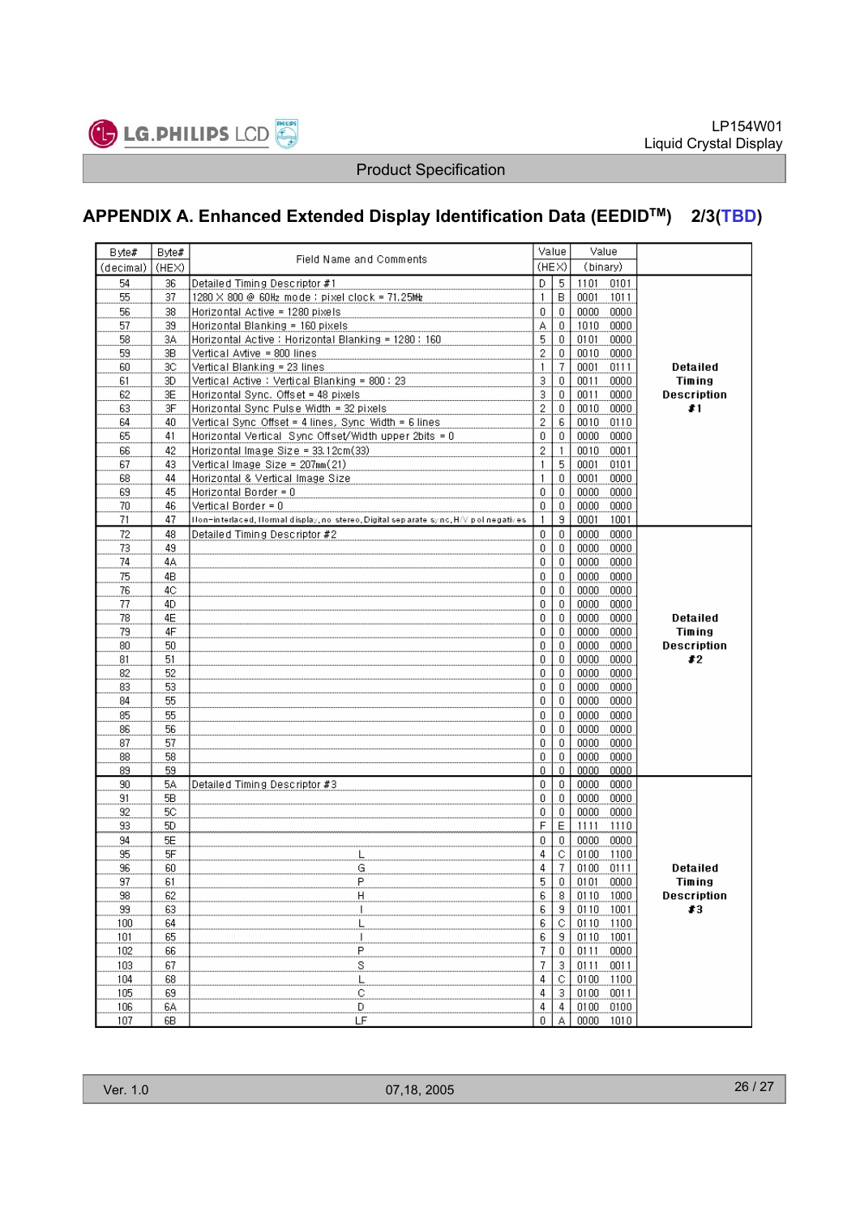## APPENDIX A. Enhanced Extended Display Identification Data (EEDID[TM]) 2/3(TBD)

| Byte# (decimal) | Byte# (HEX) | Field Name and Comments | Value (HEX) | | Value (binary) | | |
|---|---|---|---|---|---|---|---|
| 54 | 36 | Detailed Timing Descriptor #1 | D | 5 | 1101 | 0101 | Detailed Timing Description #1 |
| 55 | 37 | 1280 X 800 @ 60Hz mode : pixel clock = 71.25MHz | 1 | B | 0001 | 1011 | |
| 56 | 38 | Horizontal Active = 1280 pixels | 0 | 0 | 0000 | 0000 | |
| 57 | 39 | Horizontal Blanking = 160 pixels | A | 0 | 1010 | 0000 | |
| 58 | 3A | Horizontal Active : Horizontal Blanking = 1280 : 160 | 5 | 0 | 0101 | 0000 | |
| 59 | 3B | Vertical Avtive = 800 lines | 2 | 0 | 0010 | 0000 | |
| 60 | 3C | Vertical Blanking = 23 lines | 1 | 7 | 0001 | 0111 | |
| 61 | 3D | Vertical Active : Vertical Blanking = 800 : 23 | 3 | 0 | 0011 | 0000 | |
| 62 | 3E | Horizontal Sync. Offset = 48 pixels | 3 | 0 | 0011 | 0000 | |
| 63 | 3F | Horizontal Sync Pulse Width = 32 pixels | 2 | 0 | 0010 | 0000 | |
| 64 | 40 | Vertical Sync Offset = 4 lines, Sync Width = 6 lines | 2 | 6 | 0010 | 0110 | |
| 65 | 41 | Horizontal Vertical Sync Offset/Width upper 2bits = 0 | 0 | 0 | 0000 | 0000 | |
| 66 | 42 | Horizontal Image Size = 33.12cm(33) | 2 | 1 | 0010 | 0001 | |
| 67 | 43 | Vertical Image Size = 207mm(21) | 1 | 5 | 0001 | 0101 | |
| 68 | 44 | Horizontal & Vertical Image Size | 1 | 0 | 0001 | 0000 | |
| 69 | 45 | Horizontal Border = 0 | 0 | 0 | 0000 | 0000 | |
| 70 | 46 | Vertical Border = 0 | 0 | 0 | 0000 | 0000 | |
| 71 | 47 | Non-interlaced, Normal display, no stereo, Digital separate sync, H/V pol negatives | 1 | 9 | 0001 | 1001 | |
| 72 | 48 | Detailed Timing Descriptor #2 | 0 | 0 | 0000 | 0000 | Detailed Timing Description #2 |
| 73 | 49 | | 0 | 0 | 0000 | 0000 | |
| 74 | 4A | | 0 | 0 | 0000 | 0000 | |
| 75 | 4B | | 0 | 0 | 0000 | 0000 | |
| 76 | 4C | | 0 | 0 | 0000 | 0000 | |
| 77 | 4D | | 0 | 0 | 0000 | 0000 | |
| 78 | 4E | | 0 | 0 | 0000 | 0000 | |
| 79 | 4F | | 0 | 0 | 0000 | 0000 | |
| 80 | 50 | | 0 | 0 | 0000 | 0000 | |
| 81 | 51 | | 0 | 0 | 0000 | 0000 | |
| 82 | 52 | | 0 | 0 | 0000 | 0000 | |
| 83 | 53 | | 0 | 0 | 0000 | 0000 | |
| 84 | 55 | | 0 | 0 | 0000 | 0000 | |
| 85 | 55 | | 0 | 0 | 0000 | 0000 | |
| 86 | 56 | | 0 | 0 | 0000 | 0000 | |
| 87 | 57 | | 0 | 0 | 0000 | 0000 | |
| 88 | 58 | | 0 | 0 | 0000 | 0000 | |
| 89 | 59 | | 0 | 0 | 0000 | 0000 | |
| 90 | 5A | Detailed Timing Descriptor #3 | 0 | 0 | 0000 | 0000 | Detailed Timing Description #3 |
| 91 | 5B | | 0 | 0 | 0000 | 0000 | |
| 92 | 5C | | 0 | 0 | 0000 | 0000 | |
| 93 | 5D | | F | E | 1111 | 1110 | |
| 94 | 5E | | 0 | 0 | 0000 | 0000 | |
| 95 | 5F | L | 4 | C | 0100 | 1100 | |
| 96 | 60 | G | 4 | 7 | 0100 | 0111 | |
| 97 | 61 | P | 5 | 0 | 0101 | 0000 | |
| 98 | 62 | H | 6 | 8 | 0110 | 1000 | |
| 99 | 63 | I | 6 | 9 | 0110 | 1001 | |
| 100 | 64 | L | 6 | C | 0110 | 1100 | |
| 101 | 65 | I | 6 | 9 | 0110 | 1001 | |
| 102 | 66 | P | 7 | 0 | 0111 | 0000 | |
| 103 | 67 | S | 7 | 3 | 0111 | 0011 | |
| 104 | 68 | L | 4 | C | 0100 | 1100 | |
| 105 | 69 | C | 4 | 3 | 0100 | 0011 | |
| 106 | 6A | D | 4 | 4 | 0100 | 0100 | |
| 107 | 6B | LF | 0 | A | 0000 | 1010 | |

Ver. 1.0 07,18, 2005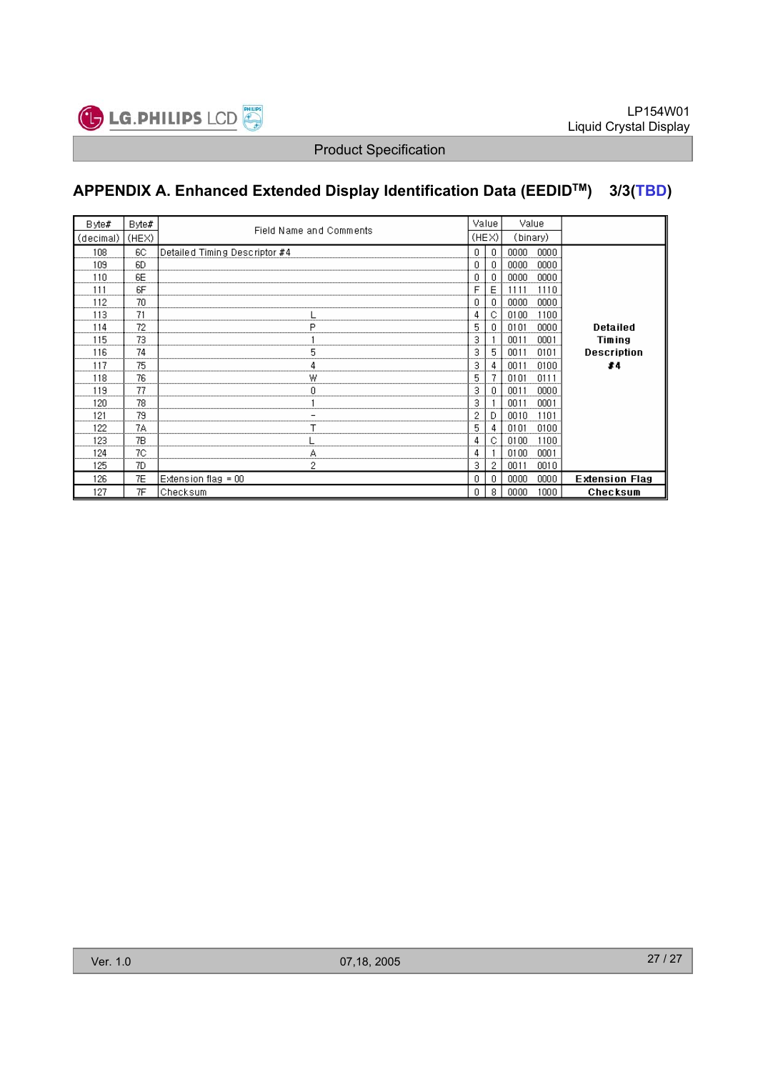## APPENDIX A. Enhanced Extended Display Identification Data (EEDID™)   3/3(TBD)

| Byte# (decimal) | Byte# (HEX) | Field Name and Comments | Value (HEX) | | Value (binary) | | |
|---|---|---|---|---|---|---|---|
| 108 | 6C | Detailed Timing Descriptor #4 | 0 | 0 | 0000 | 0000 | **Detailed Timing Description #4** |
| 109 | 6D | | 0 | 0 | 0000 | 0000 | |
| 110 | 6E | | 0 | 0 | 0000 | 0000 | |
| 111 | 6F | | F | E | 1111 | 1110 | |
| 112 | 70 | | 0 | 0 | 0000 | 0000 | |
| 113 | 71 | L | 4 | C | 0100 | 1100 | |
| 114 | 72 | P | 5 | 0 | 0101 | 0000 | |
| 115 | 73 | 1 | 3 | 1 | 0011 | 0001 | |
| 116 | 74 | 5 | 3 | 5 | 0011 | 0101 | |
| 117 | 75 | 4 | 3 | 4 | 0011 | 0100 | |
| 118 | 76 | W | 5 | 7 | 0101 | 0111 | |
| 119 | 77 | 0 | 3 | 0 | 0011 | 0000 | |
| 120 | 78 | 1 | 3 | 1 | 0011 | 0001 | |
| 121 | 79 | - | 2 | D | 0010 | 1101 | |
| 122 | 7A | T | 5 | 4 | 0101 | 0100 | |
| 123 | 7B | L | 4 | C | 0100 | 1100 | |
| 124 | 7C | A | 4 | 1 | 0100 | 0001 | |
| 125 | 7D | 2 | 3 | 2 | 0011 | 0010 | |
| 126 | 7E | Extension flag = 00 | 0 | 0 | 0000 | 0000 | **Extension Flag** |
| 127 | 7F | Checksum | 0 | 8 | 0000 | 1000 | **Checksum** |